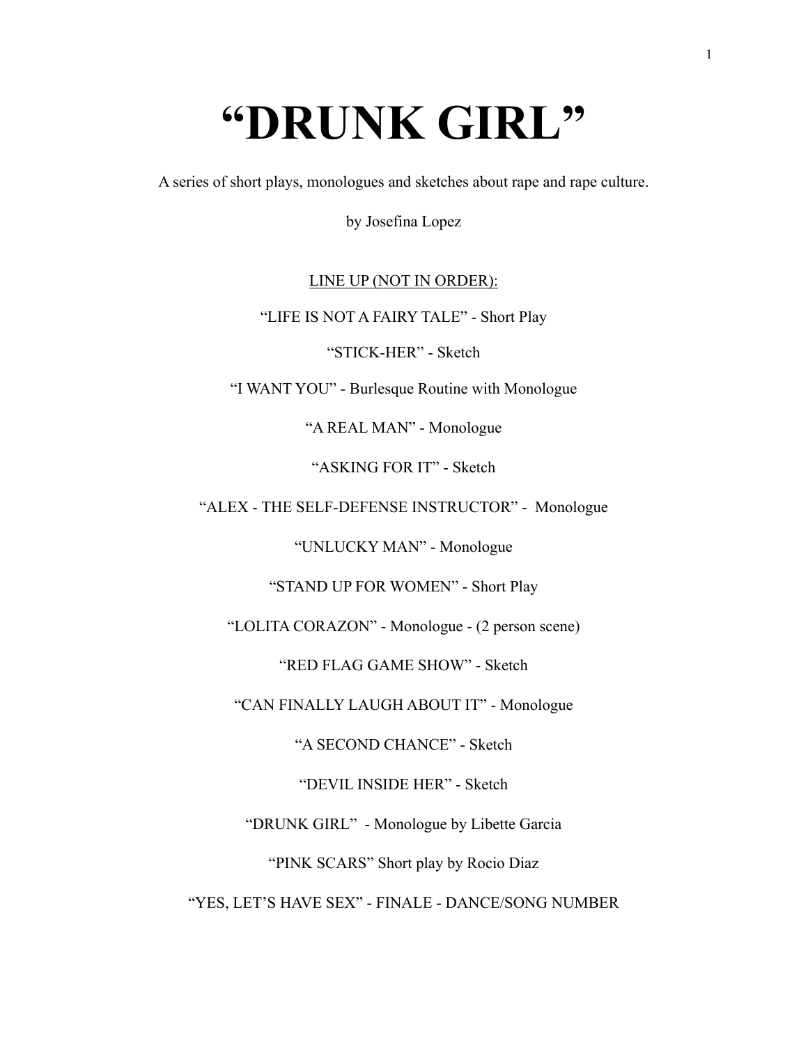# "DRUNK GIRL"

A series of short plays, monologues and sketches about rape and rape culture.

by Josefina Lopez

<u>LINE UP (NOT IN ORDER):</u>

"LIFE IS NOT A FAIRY TALE" - Short Play

"STICK-HER" - Sketch

"I WANT YOU" - Burlesque Routine with Monologue

"A REAL MAN" - Monologue

"ASKING FOR IT" - Sketch

"ALEX - THE SELF-DEFENSE INSTRUCTOR" - Monologue

"UNLUCKY MAN" - Monologue

"STAND UP FOR WOMEN" - Short Play

"LOLITA CORAZON" - Monologue - (2 person scene)

"RED FLAG GAME SHOW" - Sketch

"CAN FINALLY LAUGH ABOUT IT" - Monologue

"A SECOND CHANCE" - Sketch

"DEVIL INSIDE HER" - Sketch

"DRUNK GIRL" - Monologue by Libette Garcia

"PINK SCARS" Short play by Rocio Diaz

"YES, LET'S HAVE SEX" - FINALE - DANCE/SONG NUMBER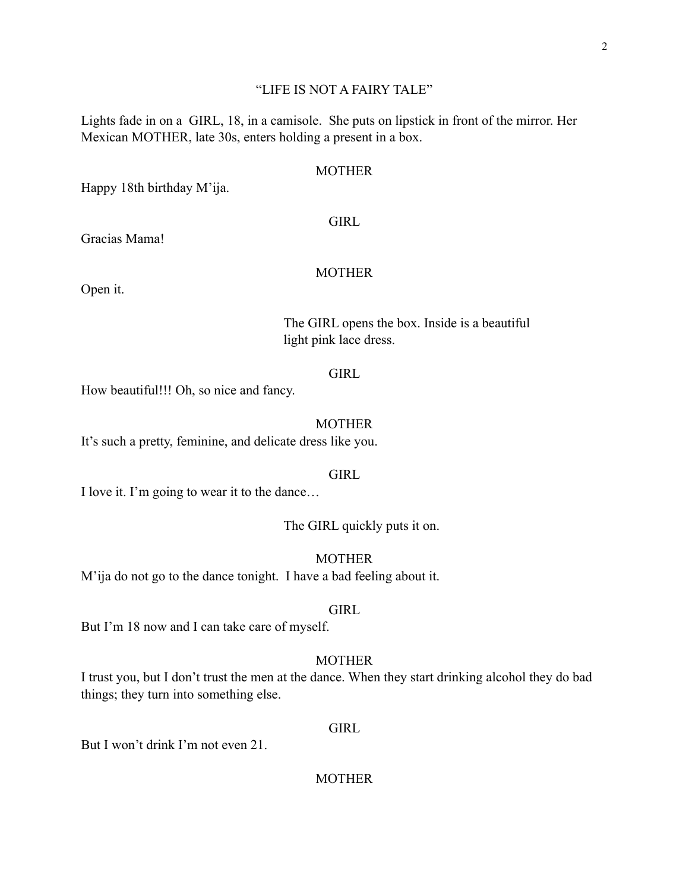# "LIFE IS NOT A FAIRY TALE"

Lights fade in on a GIRL, 18, in a camisole. She puts on lipstick in front of the mirror. Her Mexican MOTHER, late 30s, enters holding a present in a box.

MOTHER

Happy 18th birthday M'ija.

GIRL

Gracias Mama!

MOTHER

Open it.

The GIRL opens the box. Inside is a beautiful light pink lace dress.

GIRL

How beautiful!!! Oh, so nice and fancy.

MOTHER

It's such a pretty, feminine, and delicate dress like you.

GIRL

I love it. I'm going to wear it to the dance…

The GIRL quickly puts it on.

MOTHER

M'ija do not go to the dance tonight. I have a bad feeling about it.

GIRL

But I'm 18 now and I can take care of myself.

MOTHER

I trust you, but I don't trust the men at the dance. When they start drinking alcohol they do bad things; they turn into something else.

GIRL

But I won't drink I'm not even 21.

MOTHER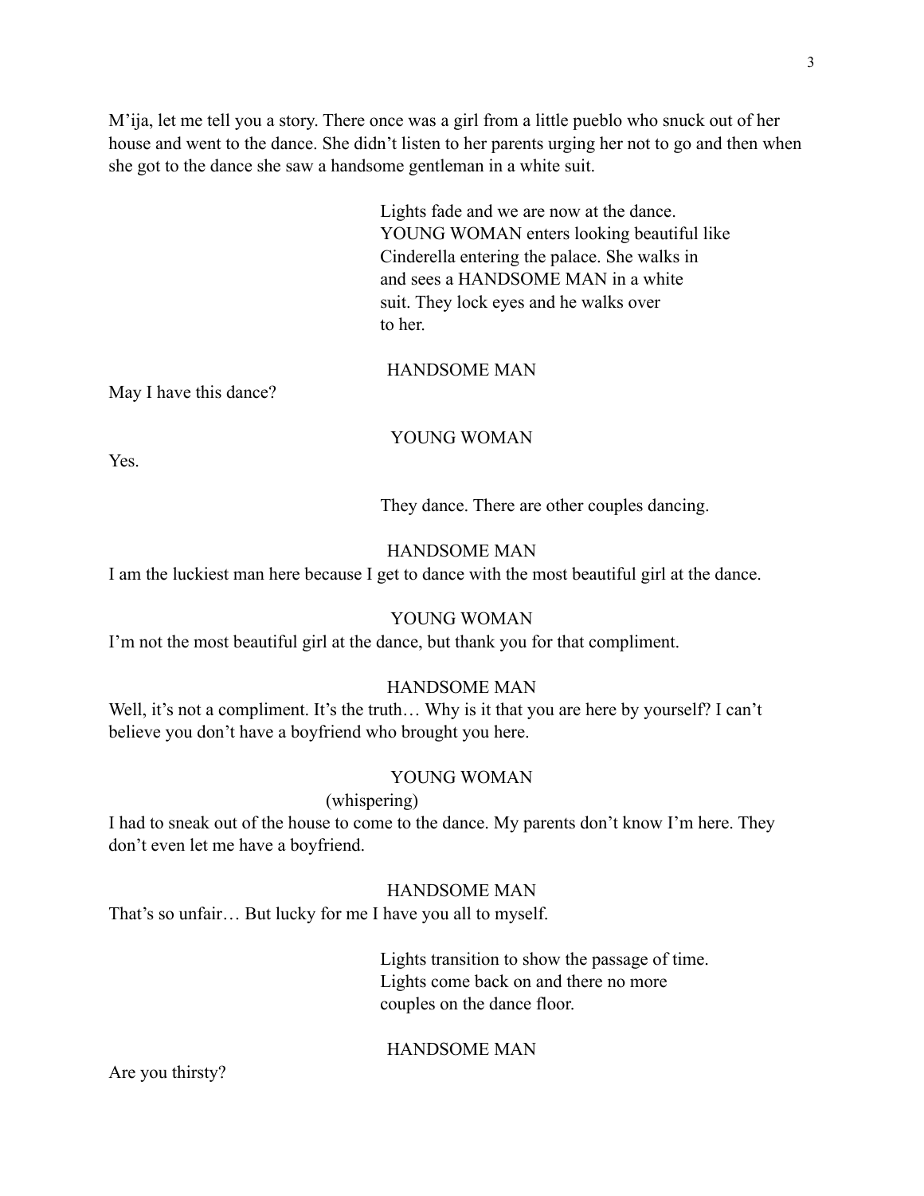M'ija, let me tell you a story. There once was a girl from a little pueblo who snuck out of her house and went to the dance. She didn't listen to her parents urging her not to go and then when she got to the dance she saw a handsome gentleman in a white suit.

> Lights fade and we are now at the dance. YOUNG WOMAN enters looking beautiful like Cinderella entering the palace. She walks in and sees a HANDSOME MAN in a white suit. They lock eyes and he walks over to her.

HANDSOME MAN

May I have this dance?

YOUNG WOMAN

Yes.

> They dance. There are other couples dancing.

HANDSOME MAN

I am the luckiest man here because I get to dance with the most beautiful girl at the dance.

YOUNG WOMAN

I'm not the most beautiful girl at the dance, but thank you for that compliment.

HANDSOME MAN

Well, it's not a compliment. It's the truth… Why is it that you are here by yourself? I can't believe you don't have a boyfriend who brought you here.

YOUNG WOMAN

(whispering)

I had to sneak out of the house to come to the dance. My parents don't know I'm here. They don't even let me have a boyfriend.

HANDSOME MAN

That's so unfair… But lucky for me I have you all to myself.

> Lights transition to show the passage of time. Lights come back on and there no more couples on the dance floor.

HANDSOME MAN

Are you thirsty?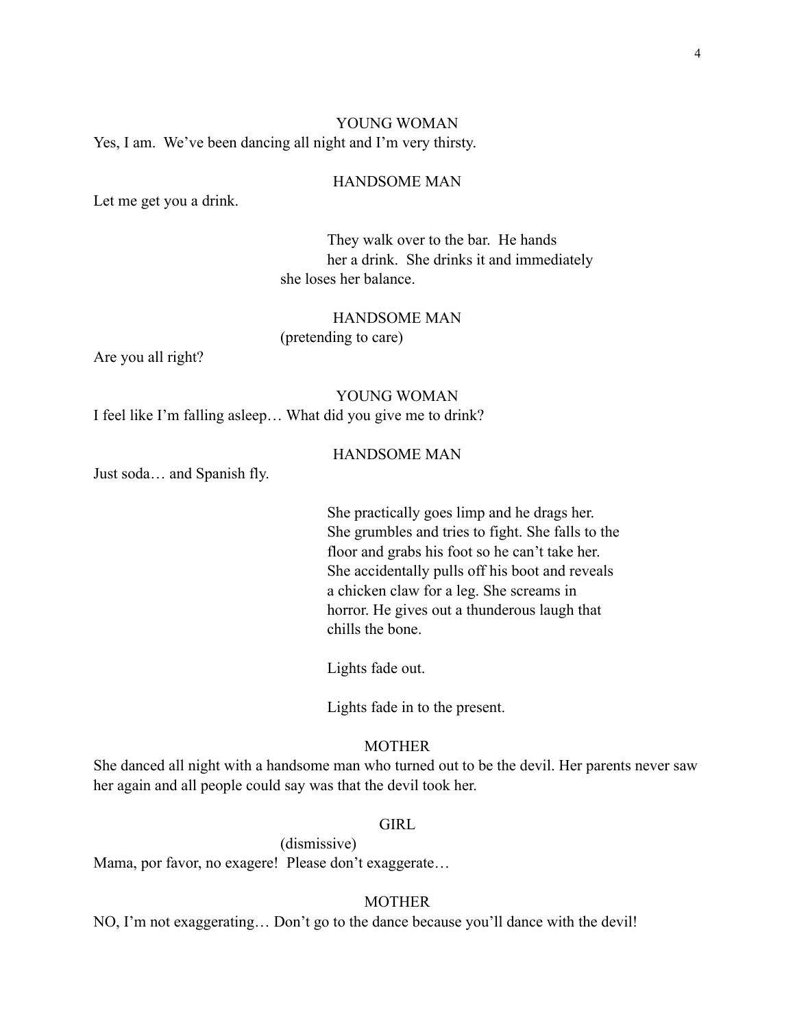YOUNG WOMAN

Yes, I am. We've been dancing all night and I'm very thirsty.

HANDSOME MAN

Let me get you a drink.

They walk over to the bar. He hands her a drink. She drinks it and immediately she loses her balance.

HANDSOME MAN

(pretending to care)

Are you all right?

YOUNG WOMAN

I feel like I'm falling asleep… What did you give me to drink?

HANDSOME MAN

Just soda… and Spanish fly.

She practically goes limp and he drags her. She grumbles and tries to fight. She falls to the floor and grabs his foot so he can't take her. She accidentally pulls off his boot and reveals a chicken claw for a leg. She screams in horror. He gives out a thunderous laugh that chills the bone.

Lights fade out.

Lights fade in to the present.

MOTHER

She danced all night with a handsome man who turned out to be the devil. Her parents never saw her again and all people could say was that the devil took her.

GIRL

(dismissive)

Mama, por favor, no exagere! Please don't exaggerate…

MOTHER

NO, I'm not exaggerating… Don't go to the dance because you'll dance with the devil!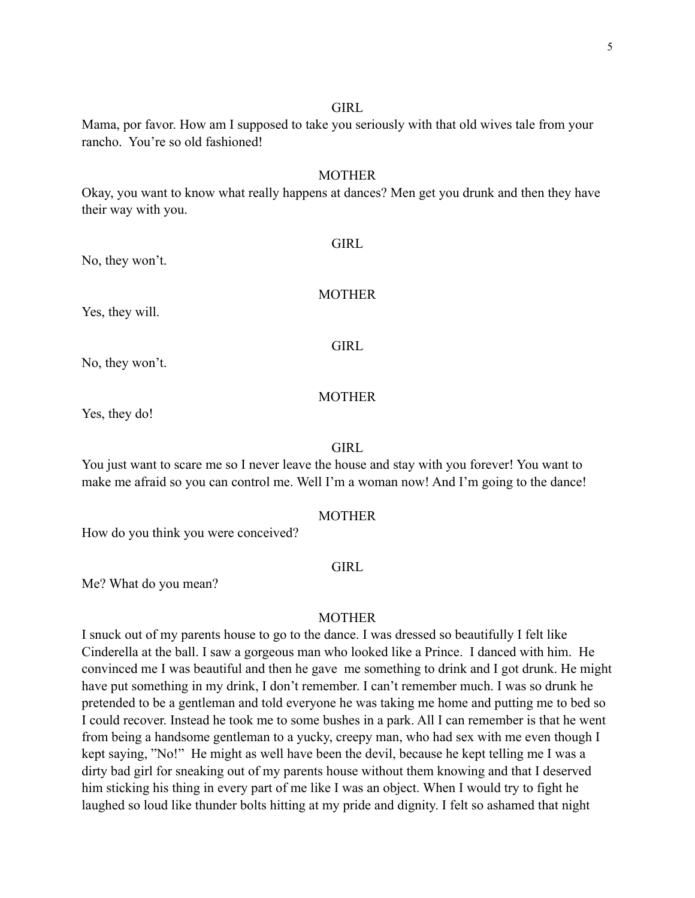GIRL

Mama, por favor. How am I supposed to take you seriously with that old wives tale from your rancho. You're so old fashioned!

MOTHER

Okay, you want to know what really happens at dances? Men get you drunk and then they have their way with you.

GIRL

No, they won't.

MOTHER

Yes, they will.

GIRL

No, they won't.

MOTHER

Yes, they do!

GIRL

You just want to scare me so I never leave the house and stay with you forever! You want to make me afraid so you can control me. Well I'm a woman now! And I'm going to the dance!

MOTHER

How do you think you were conceived?

GIRL

Me? What do you mean?

MOTHER

I snuck out of my parents house to go to the dance. I was dressed so beautifully I felt like Cinderella at the ball. I saw a gorgeous man who looked like a Prince. I danced with him. He convinced me I was beautiful and then he gave me something to drink and I got drunk. He might have put something in my drink, I don't remember. I can't remember much. I was so drunk he pretended to be a gentleman and told everyone he was taking me home and putting me to bed so I could recover. Instead he took me to some bushes in a park. All I can remember is that he went from being a handsome gentleman to a yucky, creepy man, who had sex with me even though I kept saying, "No!" He might as well have been the devil, because he kept telling me I was a dirty bad girl for sneaking out of my parents house without them knowing and that I deserved him sticking his thing in every part of me like I was an object. When I would try to fight he laughed so loud like thunder bolts hitting at my pride and dignity. I felt so ashamed that night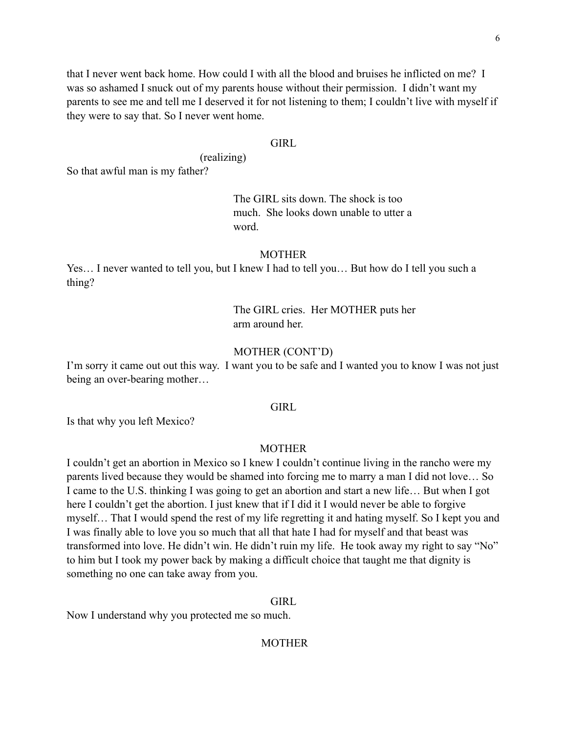that I never went back home. How could I with all the blood and bruises he inflicted on me? I was so ashamed I snuck out of my parents house without their permission. I didn't want my parents to see me and tell me I deserved it for not listening to them; I couldn't live with myself if they were to say that. So I never went home.

GIRL

(realizing)

So that awful man is my father?

The GIRL sits down. The shock is too much. She looks down unable to utter a word.

MOTHER

Yes… I never wanted to tell you, but I knew I had to tell you… But how do I tell you such a thing?

The GIRL cries. Her MOTHER puts her arm around her.

MOTHER (CONT'D)

I'm sorry it came out out this way. I want you to be safe and I wanted you to know I was not just being an over-bearing mother…

GIRL

Is that why you left Mexico?

MOTHER

I couldn't get an abortion in Mexico so I knew I couldn't continue living in the rancho were my parents lived because they would be shamed into forcing me to marry a man I did not love… So I came to the U.S. thinking I was going to get an abortion and start a new life… But when I got here I couldn't get the abortion. I just knew that if I did it I would never be able to forgive myself… That I would spend the rest of my life regretting it and hating myself. So I kept you and I was finally able to love you so much that all that hate I had for myself and that beast was transformed into love. He didn't win. He didn't ruin my life. He took away my right to say "No" to him but I took my power back by making a difficult choice that taught me that dignity is something no one can take away from you.

GIRL

Now I understand why you protected me so much.

MOTHER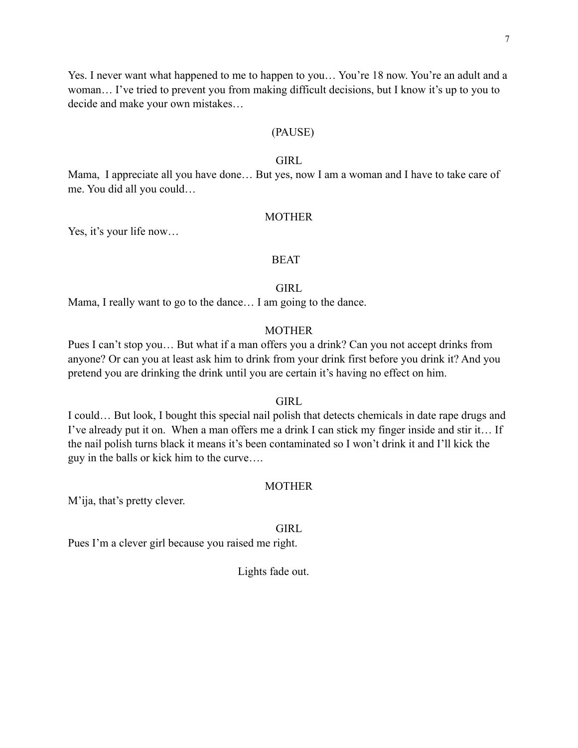Yes. I never want what happened to me to happen to you… You're 18 now. You're an adult and a woman… I've tried to prevent you from making difficult decisions, but I know it's up to you to decide and make your own mistakes…

(PAUSE)

GIRL

Mama,  I appreciate all you have done… But yes, now I am a woman and I have to take care of me. You did all you could…

MOTHER

Yes, it's your life now…

BEAT

GIRL

Mama, I really want to go to the dance… I am going to the dance.

MOTHER

Pues I can't stop you… But what if a man offers you a drink? Can you not accept drinks from anyone? Or can you at least ask him to drink from your drink first before you drink it? And you pretend you are drinking the drink until you are certain it's having no effect on him.

GIRL

I could… But look, I bought this special nail polish that detects chemicals in date rape drugs and I've already put it on.  When a man offers me a drink I can stick my finger inside and stir it… If the nail polish turns black it means it's been contaminated so I won't drink it and I'll kick the guy in the balls or kick him to the curve….

MOTHER

M'ija, that's pretty clever.

GIRL

Pues I'm a clever girl because you raised me right.

Lights fade out.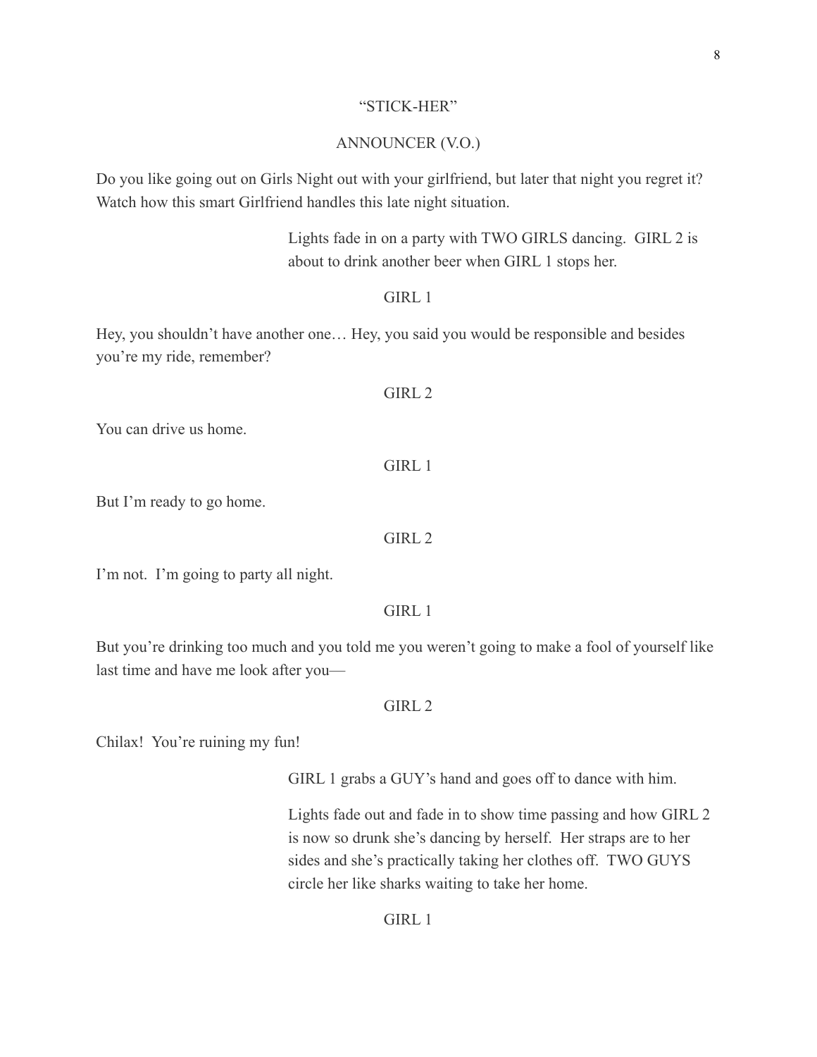"STICK-HER"

ANNOUNCER (V.O.)

Do you like going out on Girls Night out with your girlfriend, but later that night you regret it? Watch how this smart Girlfriend handles this late night situation.

Lights fade in on a party with TWO GIRLS dancing. GIRL 2 is about to drink another beer when GIRL 1 stops her.

GIRL 1

Hey, you shouldn't have another one… Hey, you said you would be responsible and besides you're my ride, remember?

GIRL 2

You can drive us home.

GIRL 1

But I'm ready to go home.

GIRL 2

I'm not. I'm going to party all night.

GIRL 1

But you're drinking too much and you told me you weren't going to make a fool of yourself like last time and have me look after you—

GIRL 2

Chilax! You're ruining my fun!

GIRL 1 grabs a GUY's hand and goes off to dance with him.

Lights fade out and fade in to show time passing and how GIRL 2 is now so drunk she's dancing by herself. Her straps are to her sides and she's practically taking her clothes off. TWO GUYS circle her like sharks waiting to take her home.

GIRL 1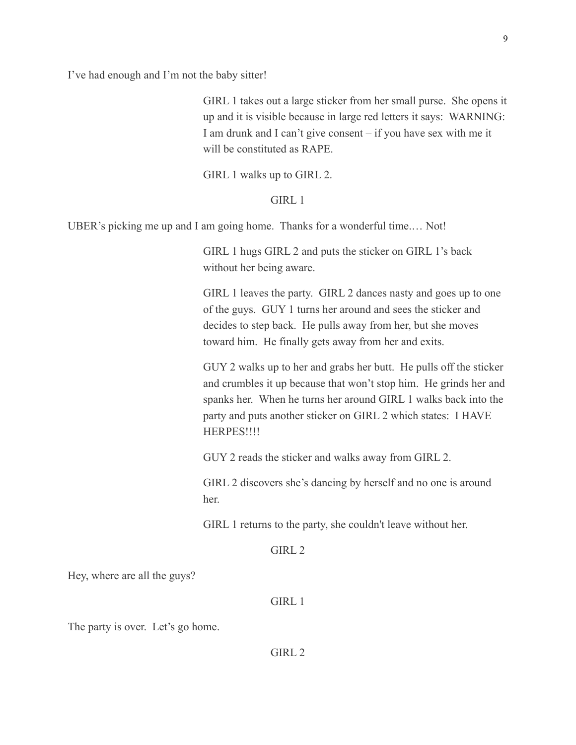I've had enough and I'm not the baby sitter!

GIRL 1 takes out a large sticker from her small purse. She opens it up and it is visible because in large red letters it says: WARNING: I am drunk and I can't give consent – if you have sex with me it will be constituted as RAPE.

GIRL 1 walks up to GIRL 2.

GIRL 1

UBER's picking me up and I am going home. Thanks for a wonderful time.… Not!

GIRL 1 hugs GIRL 2 and puts the sticker on GIRL 1's back without her being aware.

GIRL 1 leaves the party. GIRL 2 dances nasty and goes up to one of the guys. GUY 1 turns her around and sees the sticker and decides to step back. He pulls away from her, but she moves toward him. He finally gets away from her and exits.

GUY 2 walks up to her and grabs her butt. He pulls off the sticker and crumbles it up because that won't stop him. He grinds her and spanks her. When he turns her around GIRL 1 walks back into the party and puts another sticker on GIRL 2 which states: I HAVE HERPES!!!!

GUY 2 reads the sticker and walks away from GIRL 2.

GIRL 2 discovers she's dancing by herself and no one is around her.

GIRL 1 returns to the party, she couldn't leave without her.

GIRL 2

Hey, where are all the guys?

GIRL 1

The party is over. Let's go home.

GIRL 2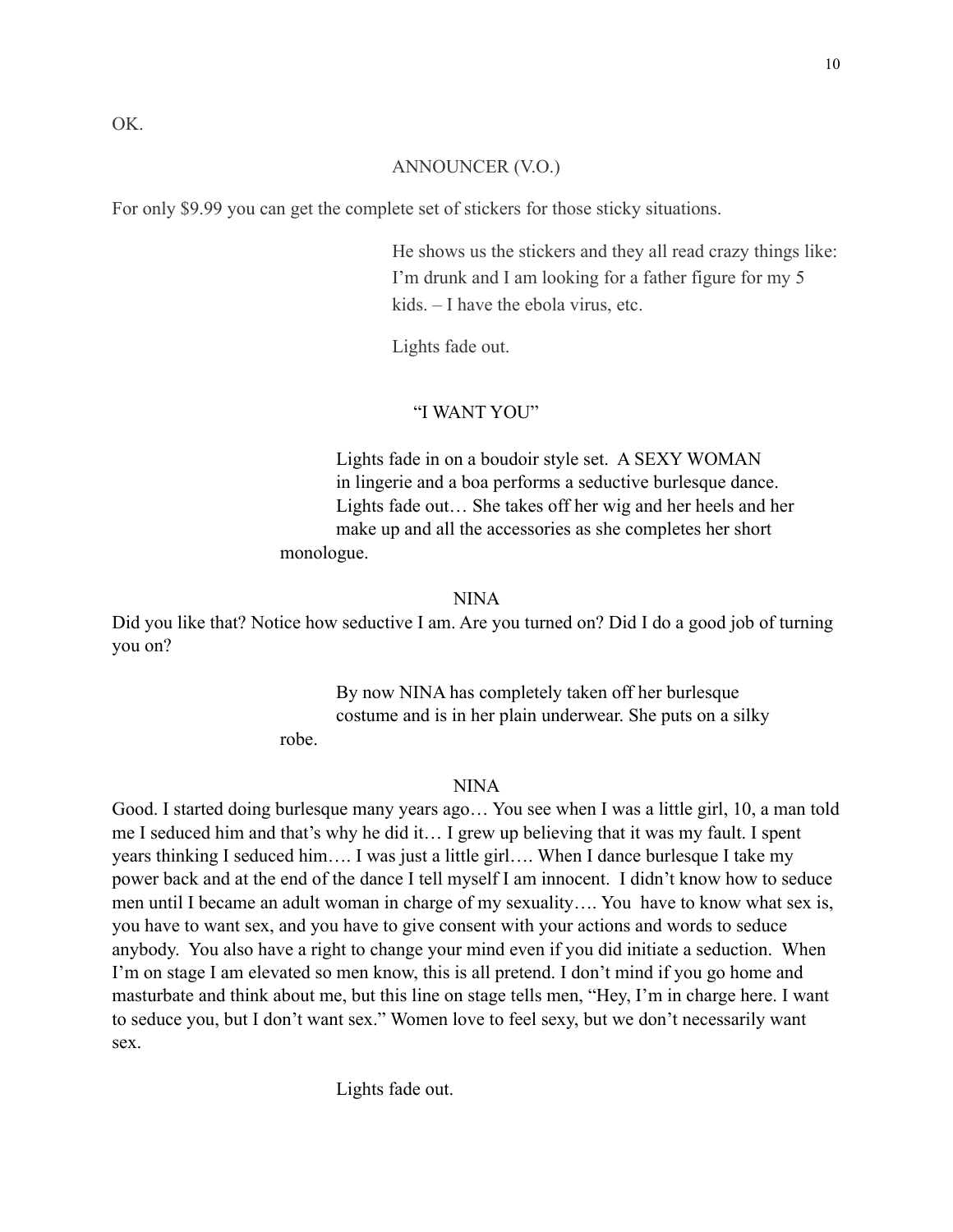OK.

ANNOUNCER (V.O.)

For only $9.99 you can get the complete set of stickers for those sticky situations.

He shows us the stickers and they all read crazy things like: I'm drunk and I am looking for a father figure for my 5 kids. – I have the ebola virus, etc.

Lights fade out.

"I WANT YOU"

Lights fade in on a boudoir style set. A SEXY WOMAN in lingerie and a boa performs a seductive burlesque dance. Lights fade out… She takes off her wig and her heels and her make up and all the accessories as she completes her short monologue.

NINA

Did you like that? Notice how seductive I am. Are you turned on? Did I do a good job of turning you on?

By now NINA has completely taken off her burlesque costume and is in her plain underwear. She puts on a silky robe.

NINA

Good. I started doing burlesque many years ago… You see when I was a little girl, 10, a man told me I seduced him and that's why he did it… I grew up believing that it was my fault. I spent years thinking I seduced him…. I was just a little girl…. When I dance burlesque I take my power back and at the end of the dance I tell myself I am innocent. I didn't know how to seduce men until I became an adult woman in charge of my sexuality…. You have to know what sex is, you have to want sex, and you have to give consent with your actions and words to seduce anybody. You also have a right to change your mind even if you did initiate a seduction. When I'm on stage I am elevated so men know, this is all pretend. I don't mind if you go home and masturbate and think about me, but this line on stage tells men, "Hey, I'm in charge here. I want to seduce you, but I don't want sex." Women love to feel sexy, but we don't necessarily want sex.

Lights fade out.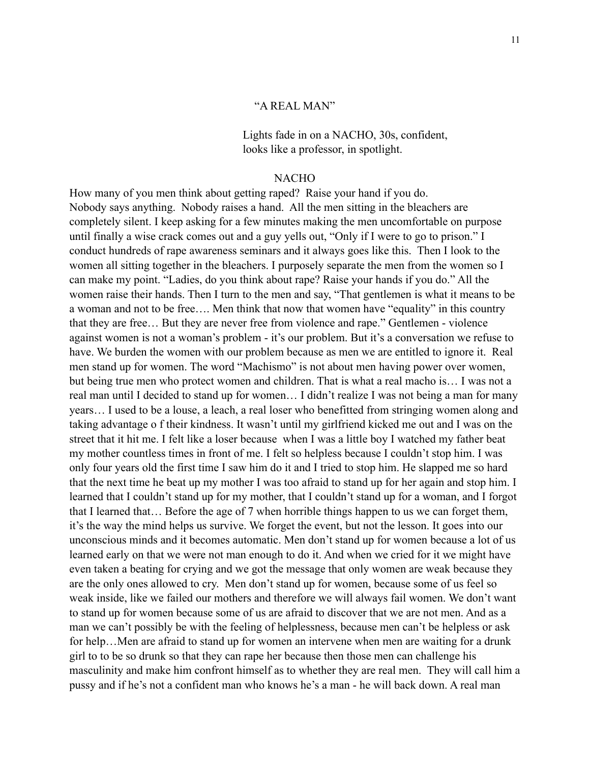"A REAL MAN"

Lights fade in on a NACHO, 30s, confident, looks like a professor, in spotlight.

NACHO

How many of you men think about getting raped? Raise your hand if you do. Nobody says anything. Nobody raises a hand. All the men sitting in the bleachers are completely silent. I keep asking for a few minutes making the men uncomfortable on purpose until finally a wise crack comes out and a guy yells out, "Only if I were to go to prison." I conduct hundreds of rape awareness seminars and it always goes like this. Then I look to the women all sitting together in the bleachers. I purposely separate the men from the women so I can make my point. "Ladies, do you think about rape? Raise your hands if you do." All the women raise their hands. Then I turn to the men and say, "That gentlemen is what it means to be a woman and not to be free…. Men think that now that women have "equality" in this country that they are free… But they are never free from violence and rape." Gentlemen - violence against women is not a woman's problem - it's our problem. But it's a conversation we refuse to have. We burden the women with our problem because as men we are entitled to ignore it. Real men stand up for women. The word "Machismo" is not about men having power over women, but being true men who protect women and children. That is what a real macho is… I was not a real man until I decided to stand up for women… I didn't realize I was not being a man for many years… I used to be a louse, a leach, a real loser who benefitted from stringing women along and taking advantage o f their kindness. It wasn't until my girlfriend kicked me out and I was on the street that it hit me. I felt like a loser because when I was a little boy I watched my father beat my mother countless times in front of me. I felt so helpless because I couldn't stop him. I was only four years old the first time I saw him do it and I tried to stop him. He slapped me so hard that the next time he beat up my mother I was too afraid to stand up for her again and stop him. I learned that I couldn't stand up for my mother, that I couldn't stand up for a woman, and I forgot that I learned that… Before the age of 7 when horrible things happen to us we can forget them, it's the way the mind helps us survive. We forget the event, but not the lesson. It goes into our unconscious minds and it becomes automatic. Men don't stand up for women because a lot of us learned early on that we were not man enough to do it. And when we cried for it we might have even taken a beating for crying and we got the message that only women are weak because they are the only ones allowed to cry. Men don't stand up for women, because some of us feel so weak inside, like we failed our mothers and therefore we will always fail women. We don't want to stand up for women because some of us are afraid to discover that we are not men. And as a man we can't possibly be with the feeling of helplessness, because men can't be helpless or ask for help…Men are afraid to stand up for women an intervene when men are waiting for a drunk girl to to be so drunk so that they can rape her because then those men can challenge his masculinity and make him confront himself as to whether they are real men. They will call him a pussy and if he's not a confident man who knows he's a man - he will back down. A real man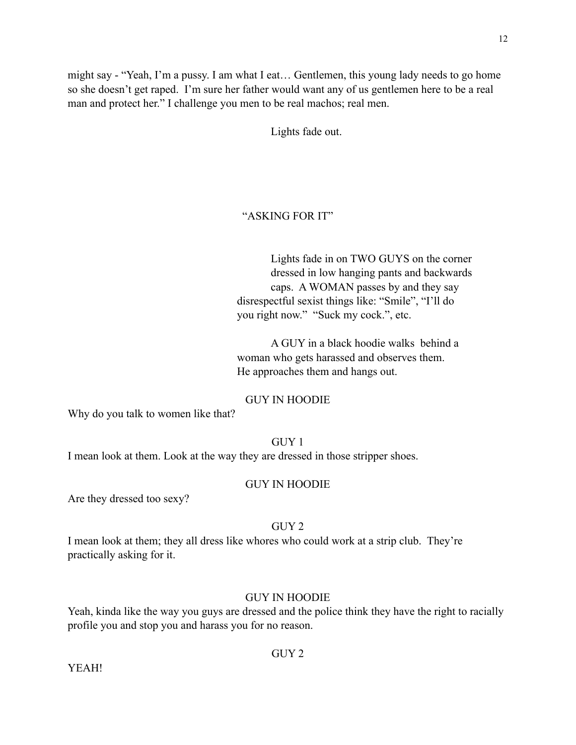might say - “Yeah, I’m a pussy. I am what I eat… Gentlemen, this young lady needs to go home so she doesn’t get raped. I’m sure her father would want any of us gentlemen here to be a real man and protect her.” I challenge you men to be real machos; real men.

Lights fade out.

## “ASKING FOR IT”

Lights fade in on TWO GUYS on the corner dressed in low hanging pants and backwards caps. A WOMAN passes by and they say disrespectful sexist things like: “Smile”, “I’ll do you right now.” “Suck my cock.”, etc.

A GUY in a black hoodie walks behind a woman who gets harassed and observes them. He approaches them and hangs out.

GUY IN HOODIE

Why do you talk to women like that?

GUY 1

I mean look at them. Look at the way they are dressed in those stripper shoes.

GUY IN HOODIE

Are they dressed too sexy?

GUY 2

I mean look at them; they all dress like whores who could work at a strip club. They’re practically asking for it.

GUY IN HOODIE

Yeah, kinda like the way you guys are dressed and the police think they have the right to racially profile you and stop you and harass you for no reason.

GUY 2

YEAH!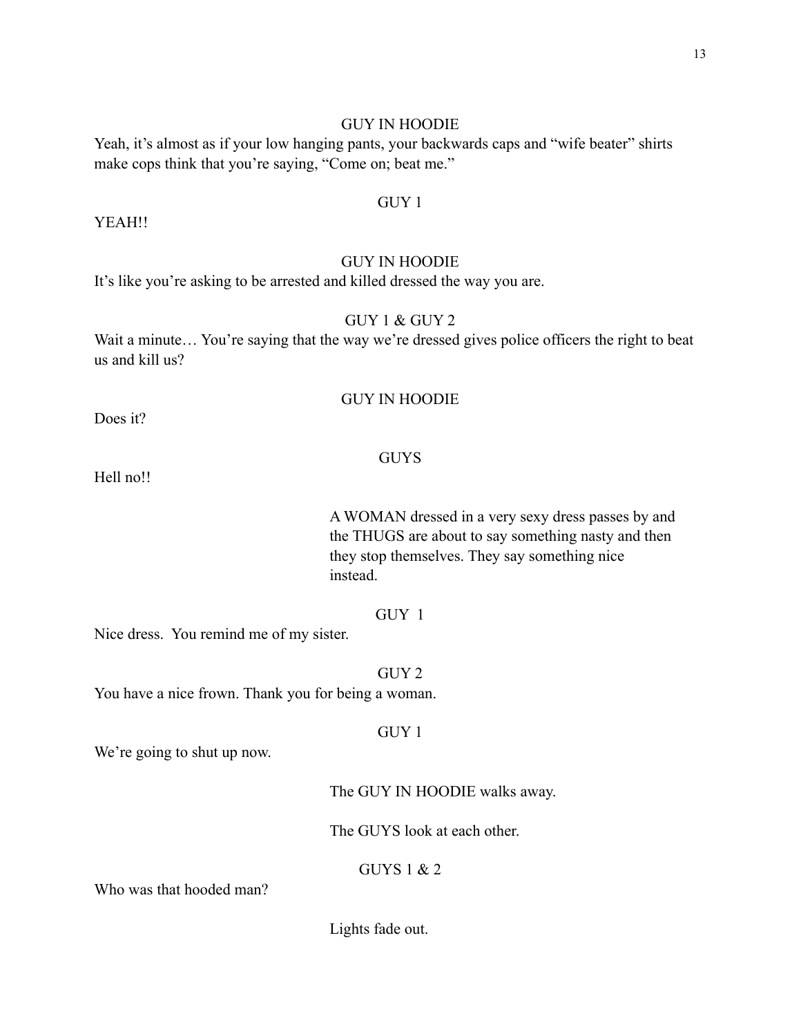GUY IN HOODIE

Yeah, it's almost as if your low hanging pants, your backwards caps and "wife beater" shirts make cops think that you're saying, "Come on; beat me."

GUY 1

YEAH!!

GUY IN HOODIE

It's like you're asking to be arrested and killed dressed the way you are.

GUY 1 & GUY 2

Wait a minute… You're saying that the way we're dressed gives police officers the right to beat us and kill us?

GUY IN HOODIE

Does it?

GUYS

Hell no!!

A WOMAN dressed in a very sexy dress passes by and the THUGS are about to say something nasty and then they stop themselves. They say something nice instead.

GUY 1

Nice dress. You remind me of my sister.

GUY 2

You have a nice frown. Thank you for being a woman.

GUY 1

We're going to shut up now.

The GUY IN HOODIE walks away.

The GUYS look at each other.

GUYS 1 & 2

Who was that hooded man?

Lights fade out.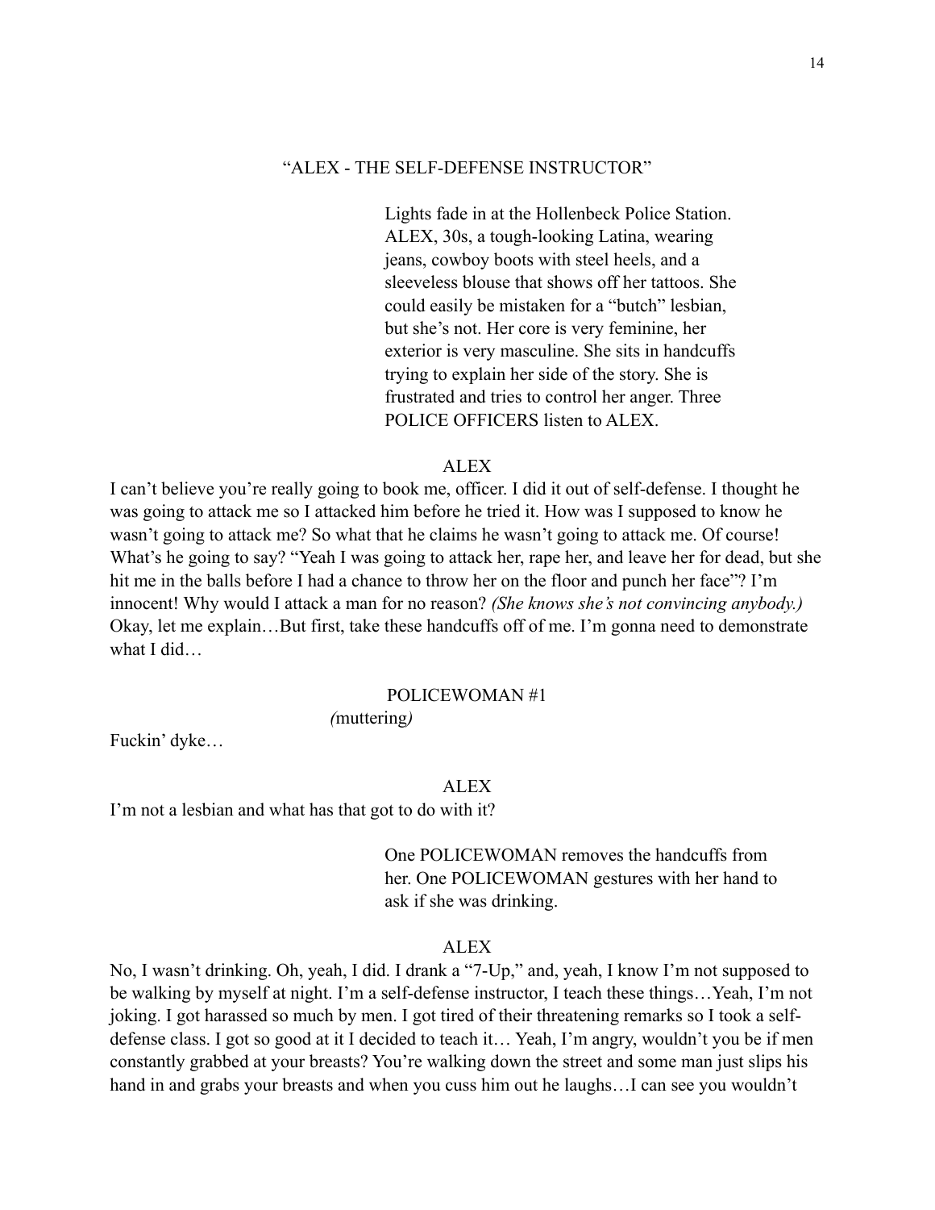"ALEX - THE SELF-DEFENSE INSTRUCTOR"

Lights fade in at the Hollenbeck Police Station. ALEX, 30s, a tough-looking Latina, wearing jeans, cowboy boots with steel heels, and a sleeveless blouse that shows off her tattoos. She could easily be mistaken for a "butch" lesbian, but she's not. Her core is very feminine, her exterior is very masculine. She sits in handcuffs trying to explain her side of the story. She is frustrated and tries to control her anger. Three POLICE OFFICERS listen to ALEX.

ALEX

I can't believe you're really going to book me, officer. I did it out of self-defense. I thought he was going to attack me so I attacked him before he tried it. How was I supposed to know he wasn't going to attack me? So what that he claims he wasn't going to attack me. Of course! What's he going to say? "Yeah I was going to attack her, rape her, and leave her for dead, but she hit me in the balls before I had a chance to throw her on the floor and punch her face"? I'm innocent! Why would I attack a man for no reason? *(She knows she's not convincing anybody.)* Okay, let me explain…But first, take these handcuffs off of me. I'm gonna need to demonstrate what I did…

POLICEWOMAN #1

*(muttering)*

Fuckin' dyke…

ALEX

I'm not a lesbian and what has that got to do with it?

One POLICEWOMAN removes the handcuffs from her. One POLICEWOMAN gestures with her hand to ask if she was drinking.

ALEX

No, I wasn't drinking. Oh, yeah, I did. I drank a "7-Up," and, yeah, I know I'm not supposed to be walking by myself at night. I'm a self-defense instructor, I teach these things…Yeah, I'm not joking. I got harassed so much by men. I got tired of their threatening remarks so I took a self-defense class. I got so good at it I decided to teach it… Yeah, I'm angry, wouldn't you be if men constantly grabbed at your breasts? You're walking down the street and some man just slips his hand in and grabs your breasts and when you cuss him out he laughs…I can see you wouldn't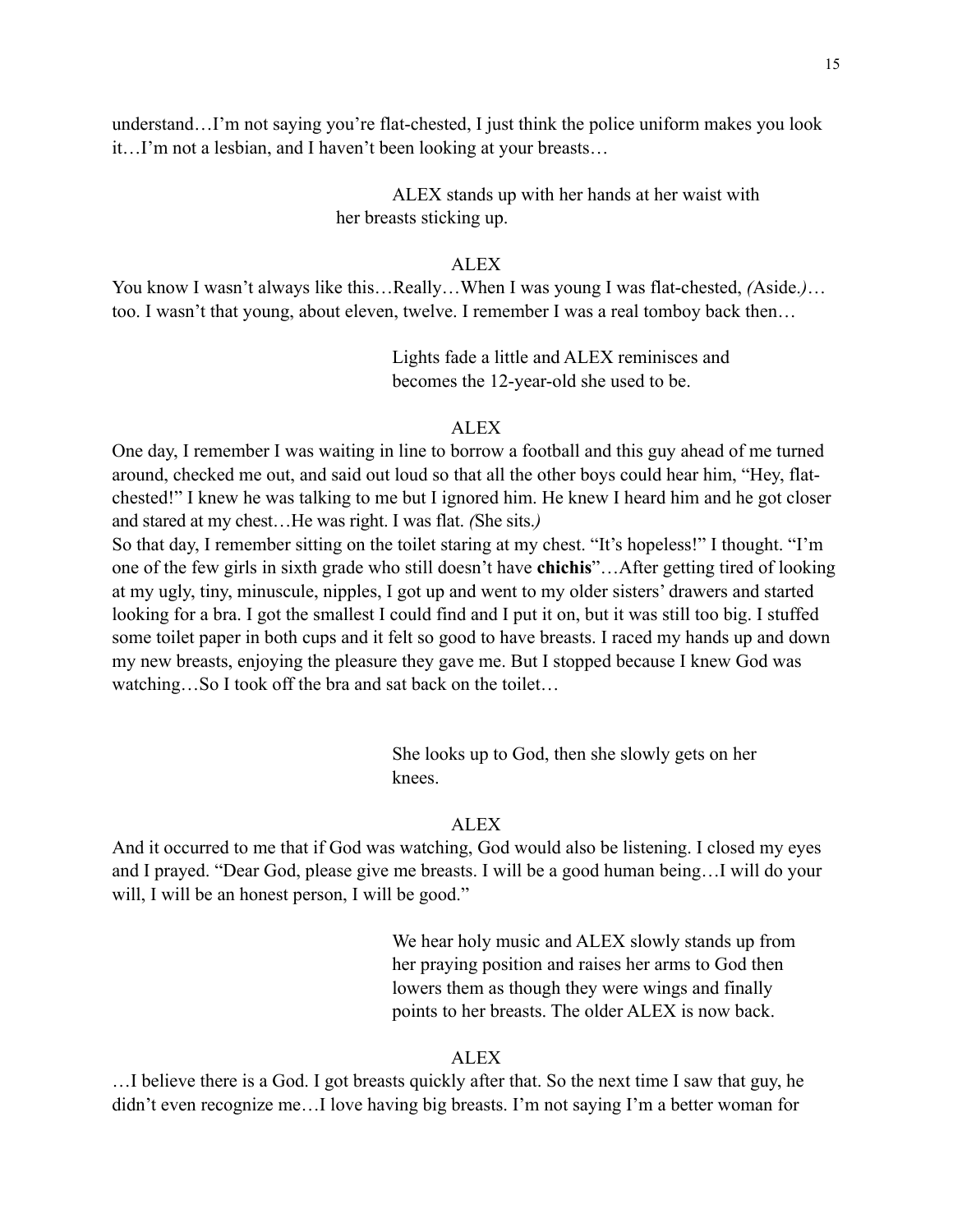understand…I'm not saying you're flat-chested, I just think the police uniform makes you look it…I'm not a lesbian, and I haven't been looking at your breasts…

ALEX stands up with her hands at her waist with her breasts sticking up.

ALEX

You know I wasn't always like this…Really…When I was young I was flat-chested, *(*Aside.*)*… too. I wasn't that young, about eleven, twelve. I remember I was a real tomboy back then…

Lights fade a little and ALEX reminisces and becomes the 12-year-old she used to be.

ALEX

One day, I remember I was waiting in line to borrow a football and this guy ahead of me turned around, checked me out, and said out loud so that all the other boys could hear him, "Hey, flat-chested!" I knew he was talking to me but I ignored him. He knew I heard him and he got closer and stared at my chest…He was right. I was flat. *(*She sits.*)*

So that day, I remember sitting on the toilet staring at my chest. "It's hopeless!" I thought. "I'm one of the few girls in sixth grade who still doesn't have **chichis**"…After getting tired of looking at my ugly, tiny, minuscule, nipples, I got up and went to my older sisters' drawers and started looking for a bra. I got the smallest I could find and I put it on, but it was still too big. I stuffed some toilet paper in both cups and it felt so good to have breasts. I raced my hands up and down my new breasts, enjoying the pleasure they gave me. But I stopped because I knew God was watching…So I took off the bra and sat back on the toilet…

She looks up to God, then she slowly gets on her knees.

ALEX

And it occurred to me that if God was watching, God would also be listening. I closed my eyes and I prayed. "Dear God, please give me breasts. I will be a good human being…I will do your will, I will be an honest person, I will be good."

We hear holy music and ALEX slowly stands up from her praying position and raises her arms to God then lowers them as though they were wings and finally points to her breasts. The older ALEX is now back.

ALEX

…I believe there is a God. I got breasts quickly after that. So the next time I saw that guy, he didn't even recognize me…I love having big breasts. I'm not saying I'm a better woman for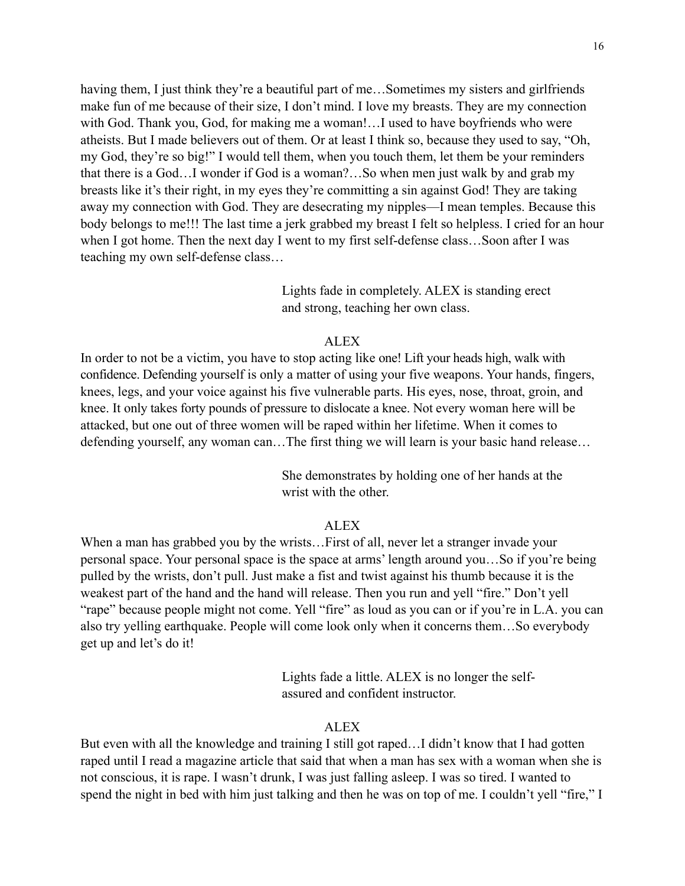having them, I just think they're a beautiful part of me…Sometimes my sisters and girlfriends make fun of me because of their size, I don't mind. I love my breasts. They are my connection with God. Thank you, God, for making me a woman!…I used to have boyfriends who were atheists. But I made believers out of them. Or at least I think so, because they used to say, "Oh, my God, they're so big!" I would tell them, when you touch them, let them be your reminders that there is a God…I wonder if God is a woman?…So when men just walk by and grab my breasts like it's their right, in my eyes they're committing a sin against God! They are taking away my connection with God. They are desecrating my nipples—I mean temples. Because this body belongs to me!!! The last time a jerk grabbed my breast I felt so helpless. I cried for an hour when I got home. Then the next day I went to my first self-defense class…Soon after I was teaching my own self-defense class…

> Lights fade in completely. ALEX is standing erect and strong, teaching her own class.

ALEX

In order to not be a victim, you have to stop acting like one! Lift your heads high, walk with confidence. Defending yourself is only a matter of using your five weapons. Your hands, fingers, knees, legs, and your voice against his five vulnerable parts. His eyes, nose, throat, groin, and knee. It only takes forty pounds of pressure to dislocate a knee. Not every woman here will be attacked, but one out of three women will be raped within her lifetime. When it comes to defending yourself, any woman can…The first thing we will learn is your basic hand release…

> She demonstrates by holding one of her hands at the wrist with the other.

ALEX

When a man has grabbed you by the wrists…First of all, never let a stranger invade your personal space. Your personal space is the space at arms' length around you…So if you're being pulled by the wrists, don't pull. Just make a fist and twist against his thumb because it is the weakest part of the hand and the hand will release. Then you run and yell "fire." Don't yell "rape" because people might not come. Yell "fire" as loud as you can or if you're in L.A. you can also try yelling earthquake. People will come look only when it concerns them…So everybody get up and let's do it!

> Lights fade a little. ALEX is no longer the self-assured and confident instructor.

ALEX

But even with all the knowledge and training I still got raped…I didn't know that I had gotten raped until I read a magazine article that said that when a man has sex with a woman when she is not conscious, it is rape. I wasn't drunk, I was just falling asleep. I was so tired. I wanted to spend the night in bed with him just talking and then he was on top of me. I couldn't yell "fire," I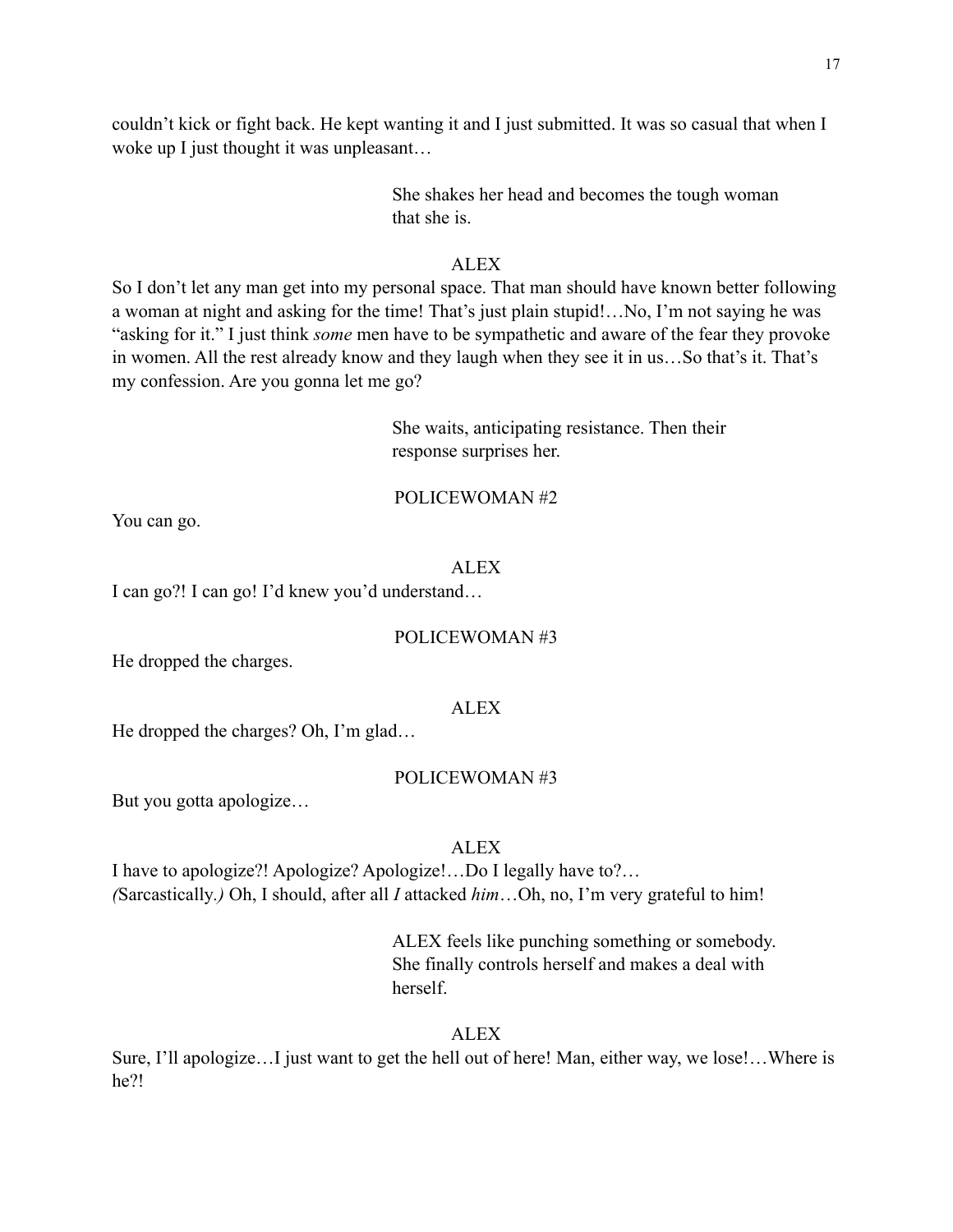couldn't kick or fight back. He kept wanting it and I just submitted. It was so casual that when I woke up I just thought it was unpleasant…

She shakes her head and becomes the tough woman that she is.

ALEX

So I don't let any man get into my personal space. That man should have known better following a woman at night and asking for the time! That's just plain stupid!…No, I'm not saying he was "asking for it." I just think *some* men have to be sympathetic and aware of the fear they provoke in women. All the rest already know and they laugh when they see it in us…So that's it. That's my confession. Are you gonna let me go?

She waits, anticipating resistance. Then their response surprises her.

POLICEWOMAN #2

You can go.

ALEX

I can go?! I can go! I'd knew you'd understand…

POLICEWOMAN #3

He dropped the charges.

ALEX

He dropped the charges? Oh, I'm glad…

POLICEWOMAN #3

But you gotta apologize…

ALEX

I have to apologize?! Apologize? Apologize!…Do I legally have to?…
*(*Sarcastically.*)* Oh, I should, after all *I* attacked *him*…Oh, no, I'm very grateful to him!

ALEX feels like punching something or somebody. She finally controls herself and makes a deal with herself.

ALEX

Sure, I'll apologize…I just want to get the hell out of here! Man, either way, we lose!…Where is he?!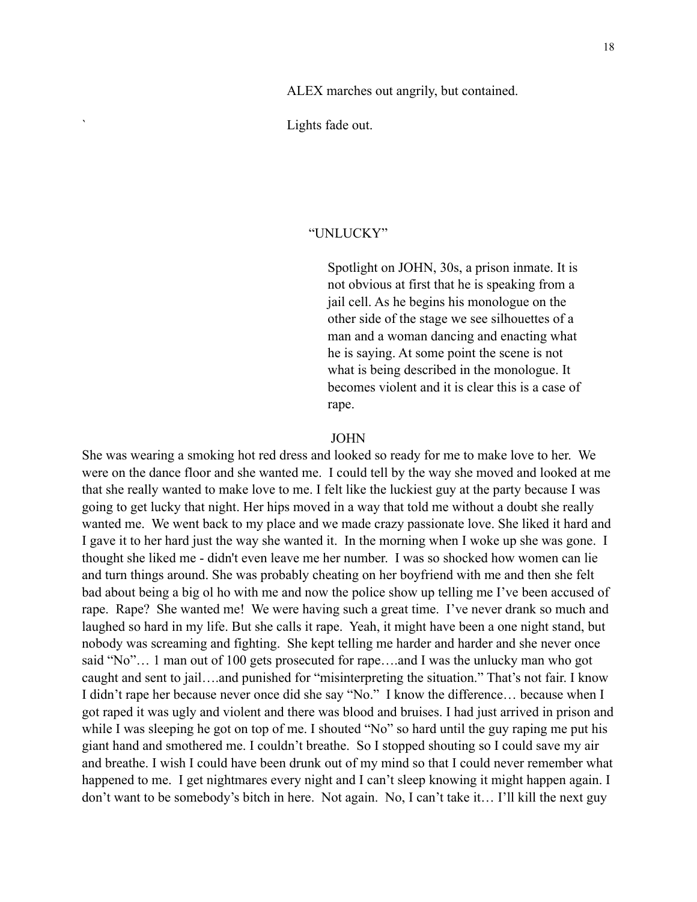ALEX marches out angrily, but contained.

Lights fade out.

## "UNLUCKY"

Spotlight on JOHN, 30s, a prison inmate. It is not obvious at first that he is speaking from a jail cell. As he begins his monologue on the other side of the stage we see silhouettes of a man and a woman dancing and enacting what he is saying. At some point the scene is not what is being described in the monologue. It becomes violent and it is clear this is a case of rape.

JOHN

She was wearing a smoking hot red dress and looked so ready for me to make love to her. We were on the dance floor and she wanted me. I could tell by the way she moved and looked at me that she really wanted to make love to me. I felt like the luckiest guy at the party because I was going to get lucky that night. Her hips moved in a way that told me without a doubt she really wanted me. We went back to my place and we made crazy passionate love. She liked it hard and I gave it to her hard just the way she wanted it. In the morning when I woke up she was gone. I thought she liked me - didn't even leave me her number. I was so shocked how women can lie and turn things around. She was probably cheating on her boyfriend with me and then she felt bad about being a big ol ho with me and now the police show up telling me I've been accused of rape. Rape? She wanted me! We were having such a great time. I've never drank so much and laughed so hard in my life. But she calls it rape. Yeah, it might have been a one night stand, but nobody was screaming and fighting. She kept telling me harder and harder and she never once said "No"… 1 man out of 100 gets prosecuted for rape….and I was the unlucky man who got caught and sent to jail….and punished for "misinterpreting the situation." That's not fair. I know I didn't rape her because never once did she say "No." I know the difference… because when I got raped it was ugly and violent and there was blood and bruises. I had just arrived in prison and while I was sleeping he got on top of me. I shouted "No" so hard until the guy raping me put his giant hand and smothered me. I couldn't breathe. So I stopped shouting so I could save my air and breathe. I wish I could have been drunk out of my mind so that I could never remember what happened to me. I get nightmares every night and I can't sleep knowing it might happen again. I don't want to be somebody's bitch in here. Not again. No, I can't take it… I'll kill the next guy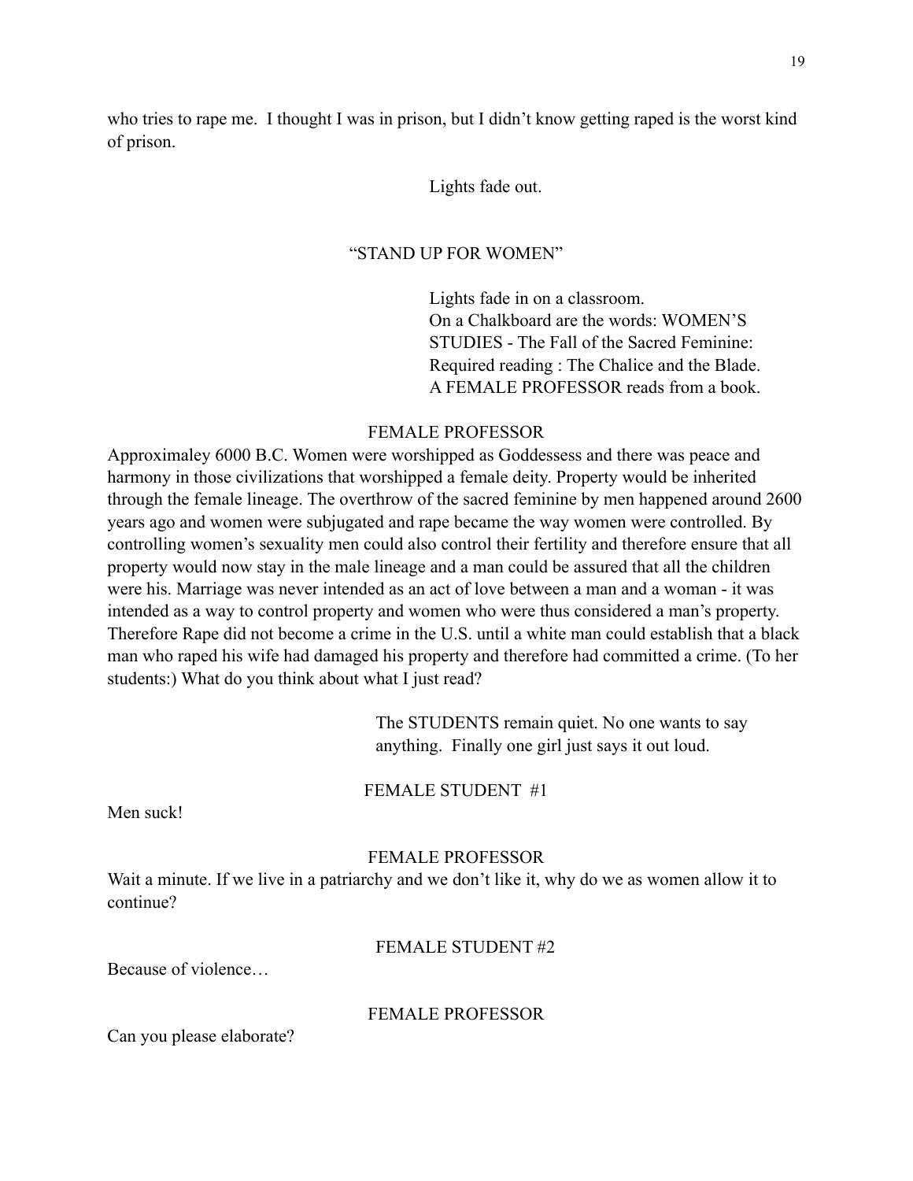who tries to rape me. I thought I was in prison, but I didn't know getting raped is the worst kind of prison.

Lights fade out.

"STAND UP FOR WOMEN"

Lights fade in on a classroom.
On a Chalkboard are the words: WOMEN'S STUDIES - The Fall of the Sacred Feminine: Required reading : The Chalice and the Blade.
A FEMALE PROFESSOR reads from a book.

FEMALE PROFESSOR

Approximaley 6000 B.C. Women were worshipped as Goddessess and there was peace and harmony in those civilizations that worshipped a female deity. Property would be inherited through the female lineage. The overthrow of the sacred feminine by men happened around 2600 years ago and women were subjugated and rape became the way women were controlled. By controlling women's sexuality men could also control their fertility and therefore ensure that all property would now stay in the male lineage and a man could be assured that all the children were his. Marriage was never intended as an act of love between a man and a woman - it was intended as a way to control property and women who were thus considered a man's property. Therefore Rape did not become a crime in the U.S. until a white man could establish that a black man who raped his wife had damaged his property and therefore had committed a crime. (To her students:) What do you think about what I just read?

The STUDENTS remain quiet. No one wants to say anything. Finally one girl just says it out loud.

FEMALE STUDENT #1

Men suck!

FEMALE PROFESSOR

Wait a minute. If we live in a patriarchy and we don't like it, why do we as women allow it to continue?

FEMALE STUDENT #2

Because of violence…

FEMALE PROFESSOR

Can you please elaborate?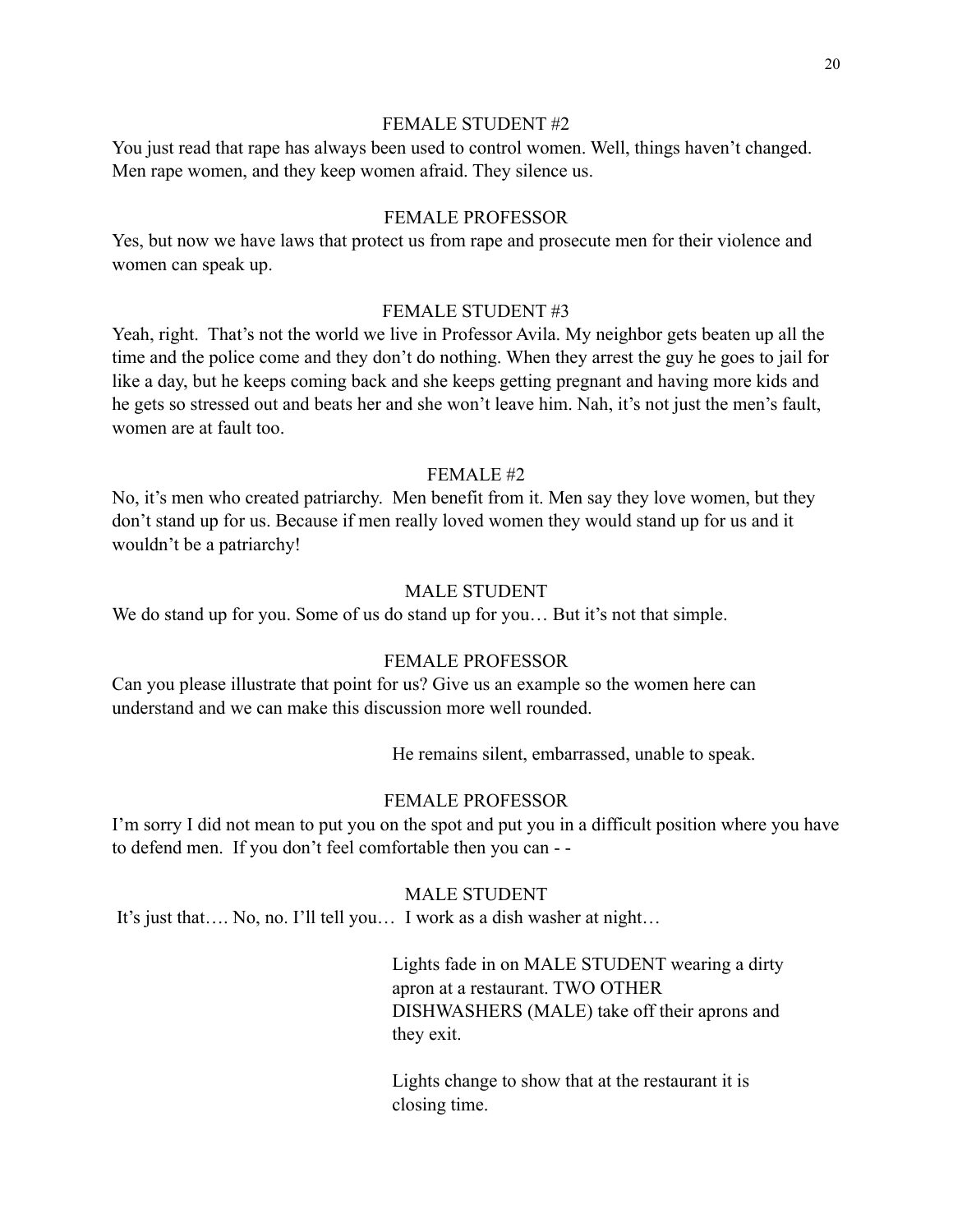FEMALE STUDENT #2

You just read that rape has always been used to control women. Well, things haven't changed. Men rape women, and they keep women afraid. They silence us.

FEMALE PROFESSOR

Yes, but now we have laws that protect us from rape and prosecute men for their violence and women can speak up.

FEMALE STUDENT #3

Yeah, right. That's not the world we live in Professor Avila. My neighbor gets beaten up all the time and the police come and they don't do nothing. When they arrest the guy he goes to jail for like a day, but he keeps coming back and she keeps getting pregnant and having more kids and he gets so stressed out and beats her and she won't leave him. Nah, it's not just the men's fault, women are at fault too.

FEMALE #2

No, it's men who created patriarchy. Men benefit from it. Men say they love women, but they don't stand up for us. Because if men really loved women they would stand up for us and it wouldn't be a patriarchy!

MALE STUDENT

We do stand up for you. Some of us do stand up for you… But it's not that simple.

FEMALE PROFESSOR

Can you please illustrate that point for us? Give us an example so the women here can understand and we can make this discussion more well rounded.

He remains silent, embarrassed, unable to speak.

FEMALE PROFESSOR

I'm sorry I did not mean to put you on the spot and put you in a difficult position where you have to defend men. If you don't feel comfortable then you can - -

MALE STUDENT

It's just that…. No, no. I'll tell you… I work as a dish washer at night…

Lights fade in on MALE STUDENT wearing a dirty apron at a restaurant. TWO OTHER DISHWASHERS (MALE) take off their aprons and they exit.

Lights change to show that at the restaurant it is closing time.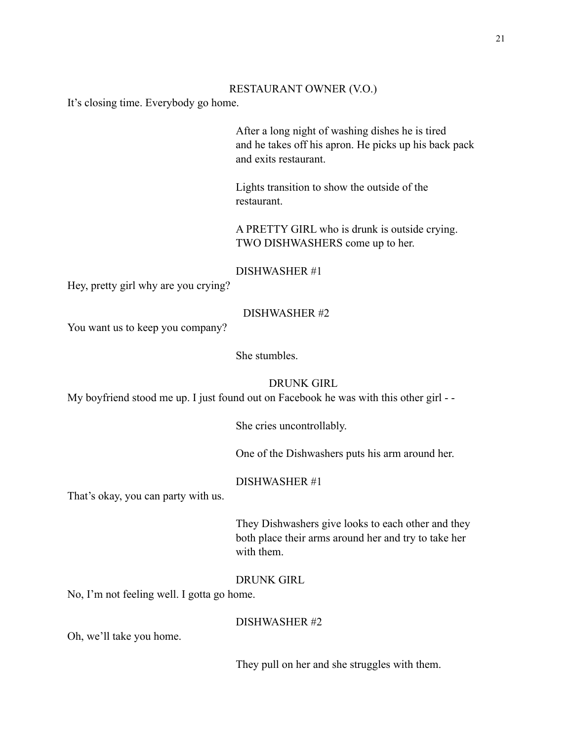RESTAURANT OWNER (V.O.)

It's closing time. Everybody go home.

After a long night of washing dishes he is tired and he takes off his apron. He picks up his back pack and exits restaurant.

Lights transition to show the outside of the restaurant.

A PRETTY GIRL who is drunk is outside crying. TWO DISHWASHERS come up to her.

DISHWASHER #1

Hey, pretty girl why are you crying?

DISHWASHER #2

You want us to keep you company?

She stumbles.

DRUNK GIRL

My boyfriend stood me up. I just found out on Facebook he was with this other girl - -

She cries uncontrollably.

One of the Dishwashers puts his arm around her.

DISHWASHER #1

That's okay, you can party with us.

They Dishwashers give looks to each other and they both place their arms around her and try to take her with them.

DRUNK GIRL

No, I'm not feeling well. I gotta go home.

DISHWASHER #2

Oh, we'll take you home.

They pull on her and she struggles with them.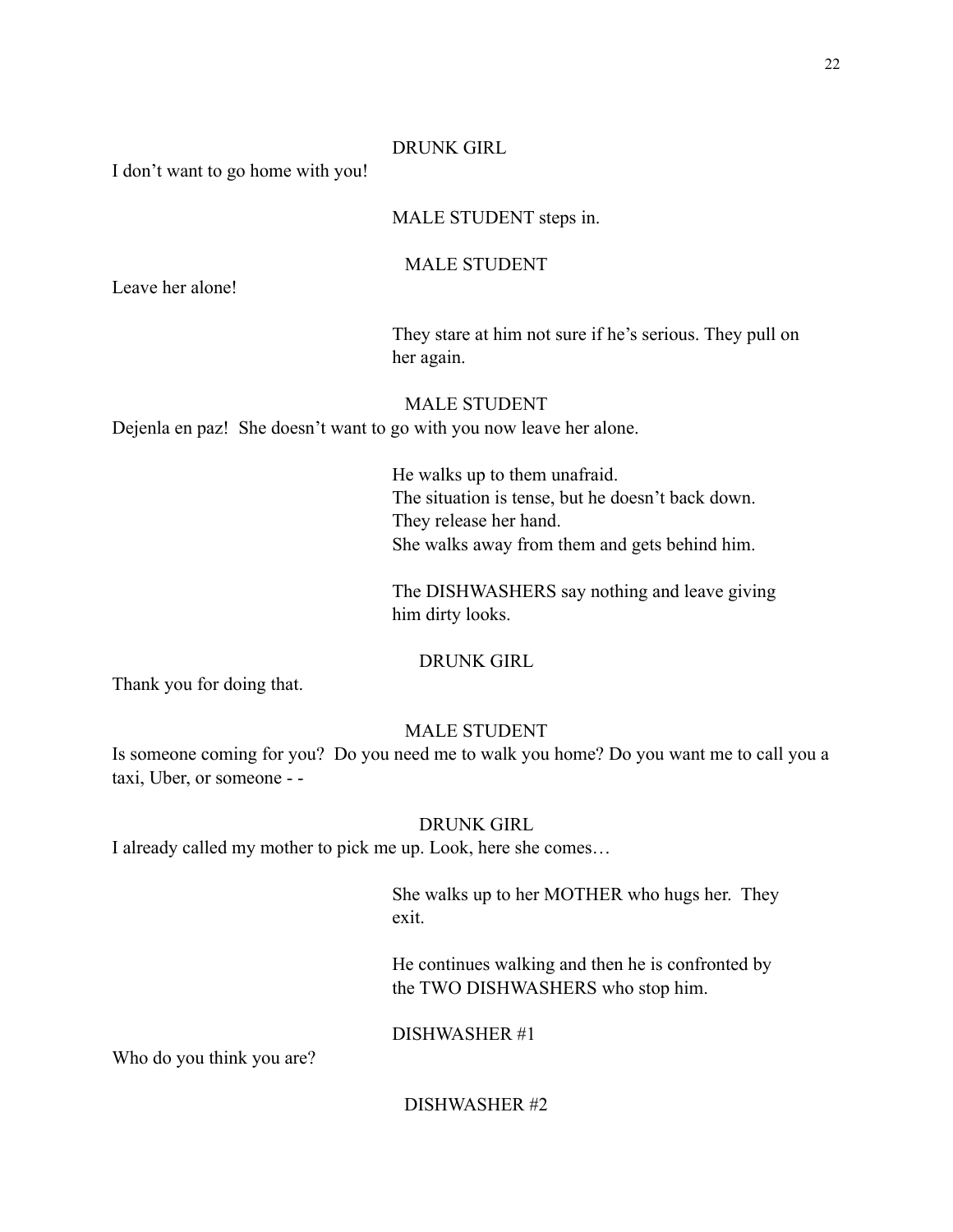DRUNK GIRL

I don't want to go home with you!

MALE STUDENT steps in.

MALE STUDENT

Leave her alone!

They stare at him not sure if he's serious. They pull on her again.

MALE STUDENT

Dejenla en paz! She doesn't want to go with you now leave her alone.

He walks up to them unafraid.
The situation is tense, but he doesn't back down.
They release her hand.
She walks away from them and gets behind him.

The DISHWASHERS say nothing and leave giving him dirty looks.

DRUNK GIRL

Thank you for doing that.

MALE STUDENT

Is someone coming for you? Do you need me to walk you home? Do you want me to call you a taxi, Uber, or someone - -

DRUNK GIRL

I already called my mother to pick me up. Look, here she comes…

She walks up to her MOTHER who hugs her. They exit.

He continues walking and then he is confronted by the TWO DISHWASHERS who stop him.

DISHWASHER #1

Who do you think you are?

DISHWASHER #2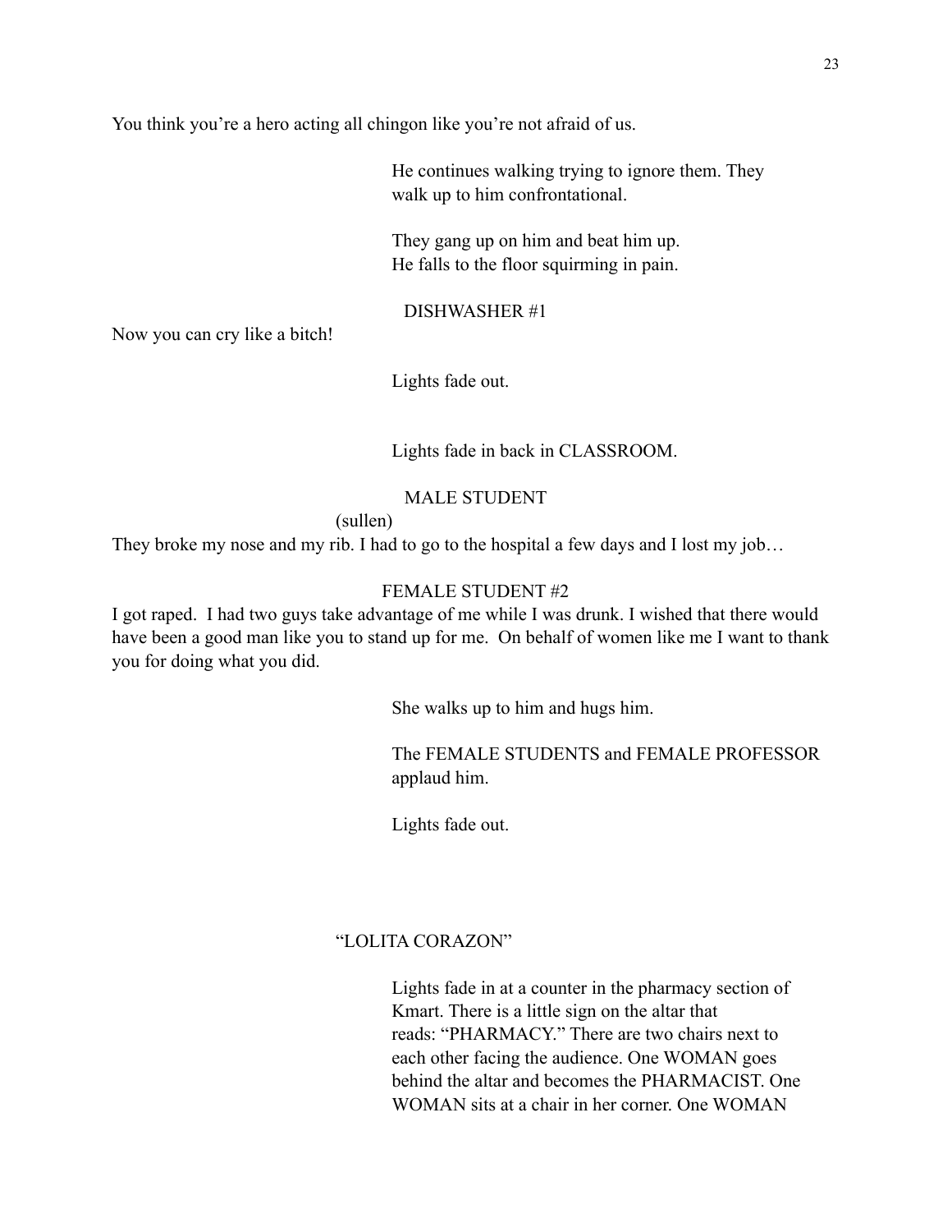You think you're a hero acting all chingon like you're not afraid of us.

He continues walking trying to ignore them. They walk up to him confrontational.

They gang up on him and beat him up. He falls to the floor squirming in pain.

DISHWASHER #1

Now you can cry like a bitch!

Lights fade out.

Lights fade in back in CLASSROOM.

MALE STUDENT

(sullen)

They broke my nose and my rib. I had to go to the hospital a few days and I lost my job…

FEMALE STUDENT #2

I got raped. I had two guys take advantage of me while I was drunk. I wished that there would have been a good man like you to stand up for me. On behalf of women like me I want to thank you for doing what you did.

She walks up to him and hugs him.

The FEMALE STUDENTS and FEMALE PROFESSOR applaud him.

Lights fade out.

"LOLITA CORAZON"

Lights fade in at a counter in the pharmacy section of Kmart. There is a little sign on the altar that reads: "PHARMACY." There are two chairs next to each other facing the audience. One WOMAN goes behind the altar and becomes the PHARMACIST. One WOMAN sits at a chair in her corner. One WOMAN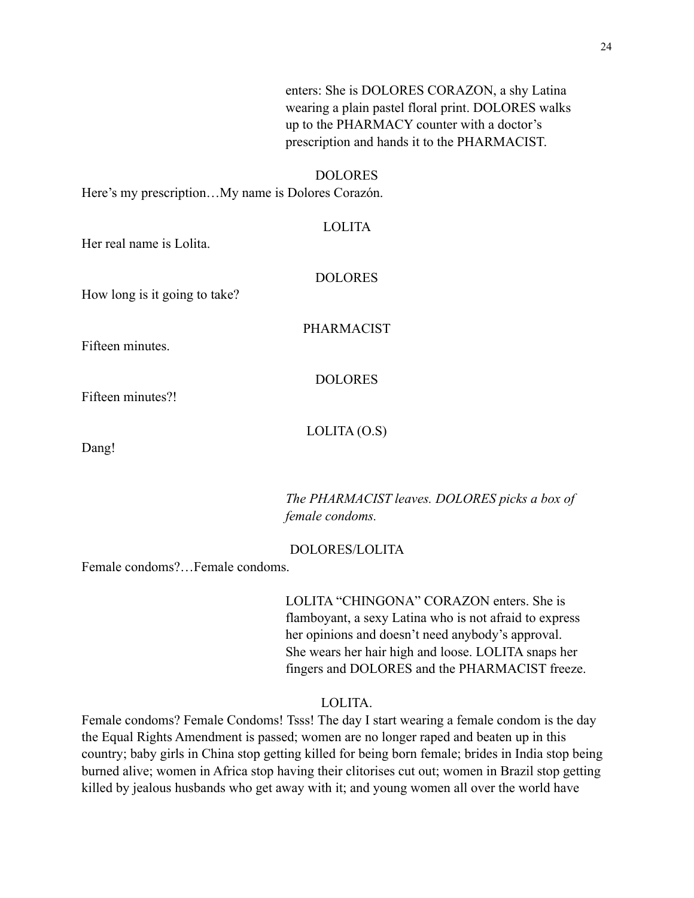enters: She is DOLORES CORAZON, a shy Latina wearing a plain pastel floral print. DOLORES walks up to the PHARMACY counter with a doctor's prescription and hands it to the PHARMACIST.

DOLORES

Here's my prescription…My name is Dolores Corazón.

LOLITA

Her real name is Lolita.

DOLORES

How long is it going to take?

PHARMACIST

Fifteen minutes.

DOLORES

Fifteen minutes?!

LOLITA (O.S)

Dang!

*The PHARMACIST leaves. DOLORES picks a box of female condoms.*

DOLORES/LOLITA

Female condoms?…Female condoms.

LOLITA "CHINGONA" CORAZON enters. She is flamboyant, a sexy Latina who is not afraid to express her opinions and doesn't need anybody's approval. She wears her hair high and loose. LOLITA snaps her fingers and DOLORES and the PHARMACIST freeze.

LOLITA.

Female condoms? Female Condoms! Tsss! The day I start wearing a female condom is the day the Equal Rights Amendment is passed; women are no longer raped and beaten up in this country; baby girls in China stop getting killed for being born female; brides in India stop being burned alive; women in Africa stop having their clitorises cut out; women in Brazil stop getting killed by jealous husbands who get away with it; and young women all over the world have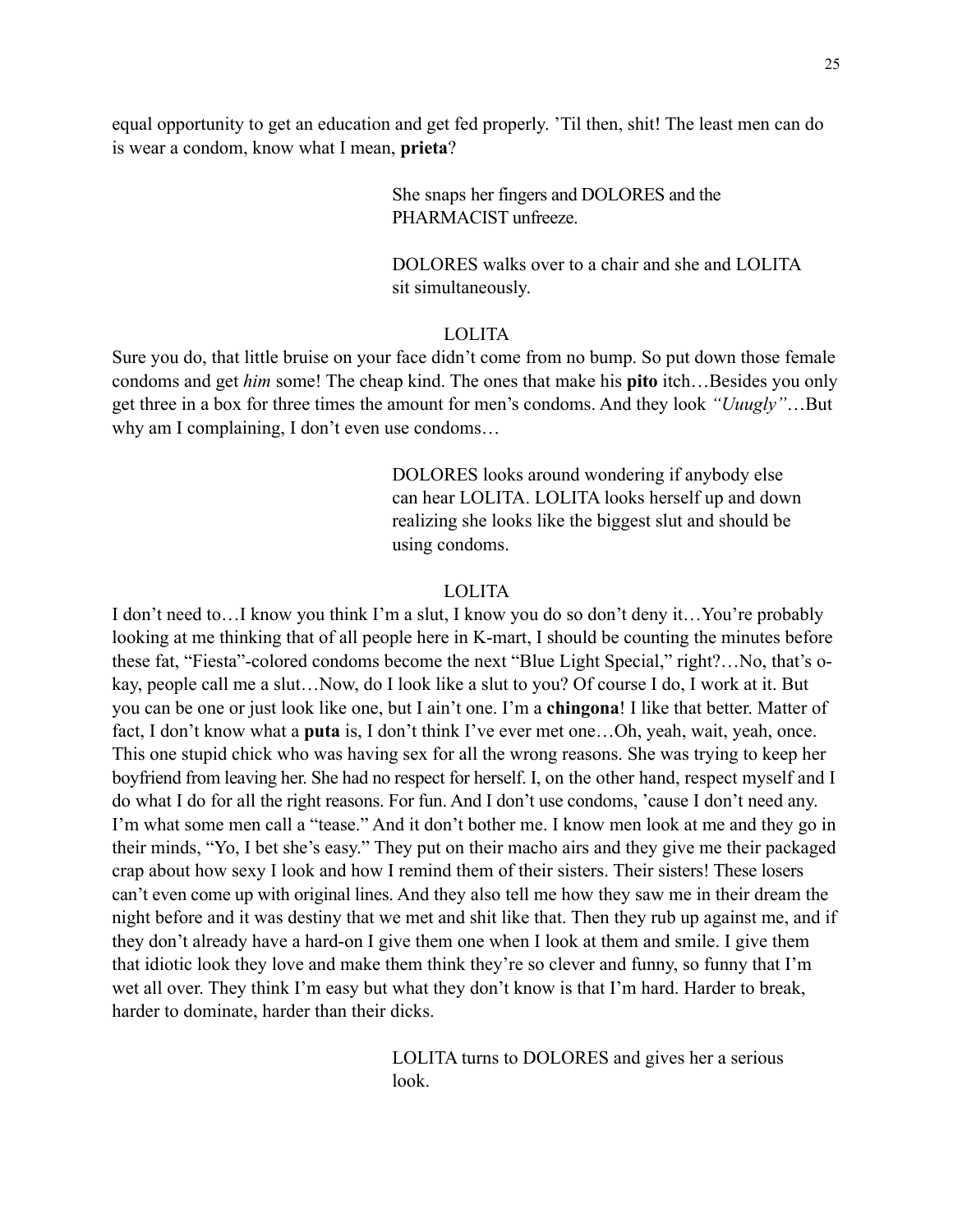equal opportunity to get an education and get fed properly. 'Til then, shit! The least men can do is wear a condom, know what I mean, **prieta**?

> She snaps her fingers and DOLORES and the PHARMACIST unfreeze.
>
> DOLORES walks over to a chair and she and LOLITA sit simultaneously.

LOLITA

Sure you do, that little bruise on your face didn't come from no bump. So put down those female condoms and get *him* some! The cheap kind. The ones that make his **pito** itch…Besides you only get three in a box for three times the amount for men's condoms. And they look *"Uuugly"*…But why am I complaining, I don't even use condoms…

> DOLORES looks around wondering if anybody else can hear LOLITA. LOLITA looks herself up and down realizing she looks like the biggest slut and should be using condoms.

LOLITA

I don't need to…I know you think I'm a slut, I know you do so don't deny it…You're probably looking at me thinking that of all people here in K-mart, I should be counting the minutes before these fat, "Fiesta"-colored condoms become the next "Blue Light Special," right?…No, that's o-kay, people call me a slut…Now, do I look like a slut to you? Of course I do, I work at it. But you can be one or just look like one, but I ain't one. I'm a **chingona**! I like that better. Matter of fact, I don't know what a **puta** is, I don't think I've ever met one…Oh, yeah, wait, yeah, once. This one stupid chick who was having sex for all the wrong reasons. She was trying to keep her boyfriend from leaving her. She had no respect for herself. I, on the other hand, respect myself and I do what I do for all the right reasons. For fun. And I don't use condoms, 'cause I don't need any. I'm what some men call a "tease." And it don't bother me. I know men look at me and they go in their minds, "Yo, I bet she's easy." They put on their macho airs and they give me their packaged crap about how sexy I look and how I remind them of their sisters. Their sisters! These losers can't even come up with original lines. And they also tell me how they saw me in their dream the night before and it was destiny that we met and shit like that. Then they rub up against me, and if they don't already have a hard-on I give them one when I look at them and smile. I give them that idiotic look they love and make them think they're so clever and funny, so funny that I'm wet all over. They think I'm easy but what they don't know is that I'm hard. Harder to break, harder to dominate, harder than their dicks.

> LOLITA turns to DOLORES and gives her a serious look.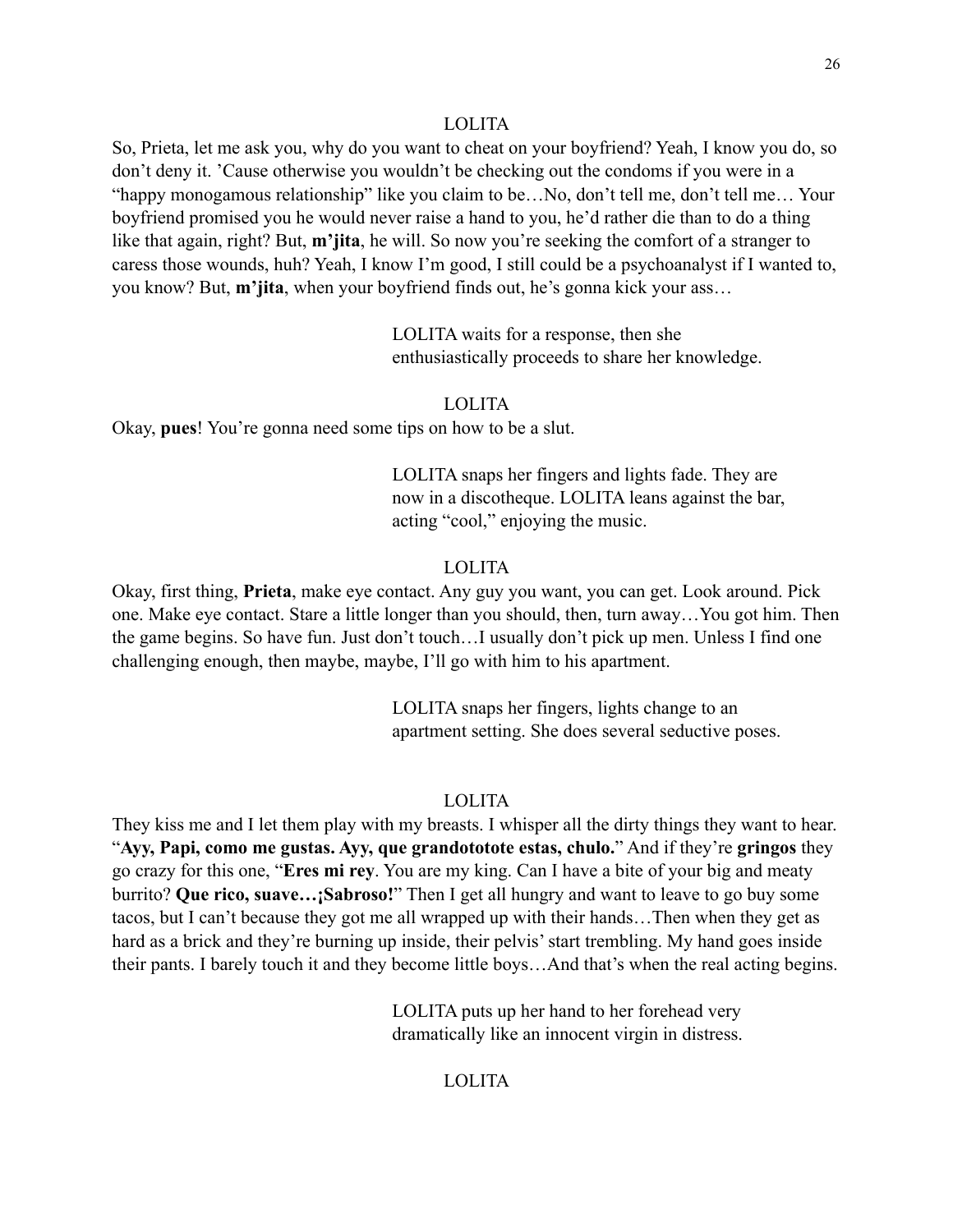LOLITA

So, Prieta, let me ask you, why do you want to cheat on your boyfriend? Yeah, I know you do, so don't deny it. 'Cause otherwise you wouldn't be checking out the condoms if you were in a "happy monogamous relationship" like you claim to be…No, don't tell me, don't tell me… Your boyfriend promised you he would never raise a hand to you, he'd rather die than to do a thing like that again, right? But, **m'jita**, he will. So now you're seeking the comfort of a stranger to caress those wounds, huh? Yeah, I know I'm good, I still could be a psychoanalyst if I wanted to, you know? But, **m'jita**, when your boyfriend finds out, he's gonna kick your ass…

> LOLITA waits for a response, then she enthusiastically proceeds to share her knowledge.

LOLITA

Okay, **pues**! You're gonna need some tips on how to be a slut.

> LOLITA snaps her fingers and lights fade. They are now in a discotheque. LOLITA leans against the bar, acting "cool," enjoying the music.

LOLITA

Okay, first thing, **Prieta**, make eye contact. Any guy you want, you can get. Look around. Pick one. Make eye contact. Stare a little longer than you should, then, turn away…You got him. Then the game begins. So have fun. Just don't touch…I usually don't pick up men. Unless I find one challenging enough, then maybe, maybe, I'll go with him to his apartment.

> LOLITA snaps her fingers, lights change to an apartment setting. She does several seductive poses.

LOLITA

They kiss me and I let them play with my breasts. I whisper all the dirty things they want to hear. "**Ayy, Papi, como me gustas. Ayy, que grandototote estas, chulo.**" And if they're **gringos** they go crazy for this one, "**Eres mi rey**. You are my king. Can I have a bite of your big and meaty burrito? **Que rico, suave…¡Sabroso!**" Then I get all hungry and want to leave to go buy some tacos, but I can't because they got me all wrapped up with their hands…Then when they get as hard as a brick and they're burning up inside, their pelvis' start trembling. My hand goes inside their pants. I barely touch it and they become little boys…And that's when the real acting begins.

> LOLITA puts up her hand to her forehead very dramatically like an innocent virgin in distress.

LOLITA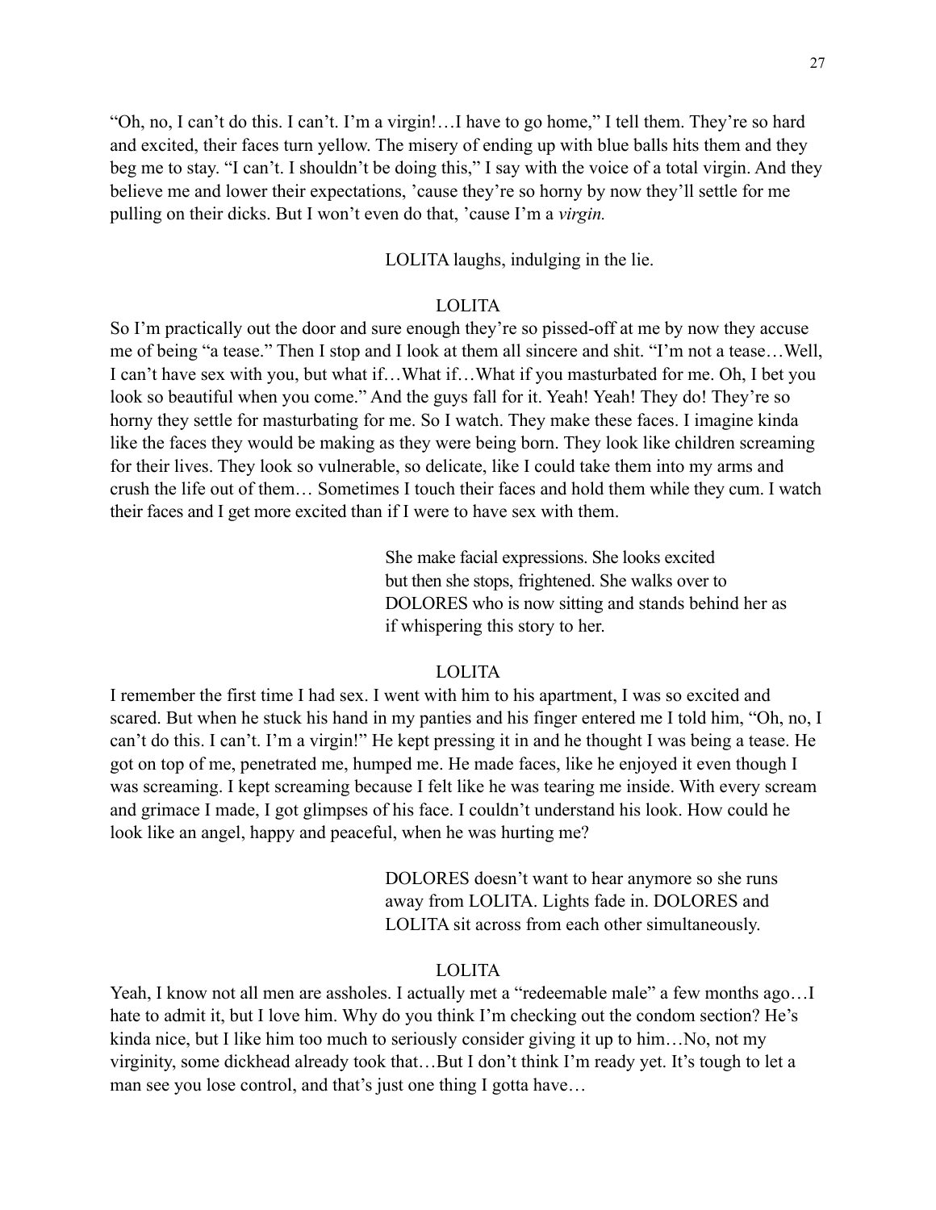"Oh, no, I can't do this. I can't. I'm a virgin!…I have to go home," I tell them. They're so hard and excited, their faces turn yellow. The misery of ending up with blue balls hits them and they beg me to stay. "I can't. I shouldn't be doing this," I say with the voice of a total virgin. And they believe me and lower their expectations, 'cause they're so horny by now they'll settle for me pulling on their dicks. But I won't even do that, 'cause I'm a *virgin.*

LOLITA laughs, indulging in the lie.

LOLITA

So I'm practically out the door and sure enough they're so pissed-off at me by now they accuse me of being "a tease." Then I stop and I look at them all sincere and shit. "I'm not a tease…Well, I can't have sex with you, but what if…What if…What if you masturbated for me. Oh, I bet you look so beautiful when you come." And the guys fall for it. Yeah! Yeah! They do! They're so horny they settle for masturbating for me. So I watch. They make these faces. I imagine kinda like the faces they would be making as they were being born. They look like children screaming for their lives. They look so vulnerable, so delicate, like I could take them into my arms and crush the life out of them… Sometimes I touch their faces and hold them while they cum. I watch their faces and I get more excited than if I were to have sex with them.

She make facial expressions. She looks excited but then she stops, frightened. She walks over to DOLORES who is now sitting and stands behind her as if whispering this story to her.

LOLITA

I remember the first time I had sex. I went with him to his apartment, I was so excited and scared. But when he stuck his hand in my panties and his finger entered me I told him, "Oh, no, I can't do this. I can't. I'm a virgin!" He kept pressing it in and he thought I was being a tease. He got on top of me, penetrated me, humped me. He made faces, like he enjoyed it even though I was screaming. I kept screaming because I felt like he was tearing me inside. With every scream and grimace I made, I got glimpses of his face. I couldn't understand his look. How could he look like an angel, happy and peaceful, when he was hurting me?

DOLORES doesn't want to hear anymore so she runs away from LOLITA. Lights fade in. DOLORES and LOLITA sit across from each other simultaneously.

LOLITA

Yeah, I know not all men are assholes. I actually met a "redeemable male" a few months ago…I hate to admit it, but I love him. Why do you think I'm checking out the condom section? He's kinda nice, but I like him too much to seriously consider giving it up to him…No, not my virginity, some dickhead already took that…But I don't think I'm ready yet. It's tough to let a man see you lose control, and that's just one thing I gotta have…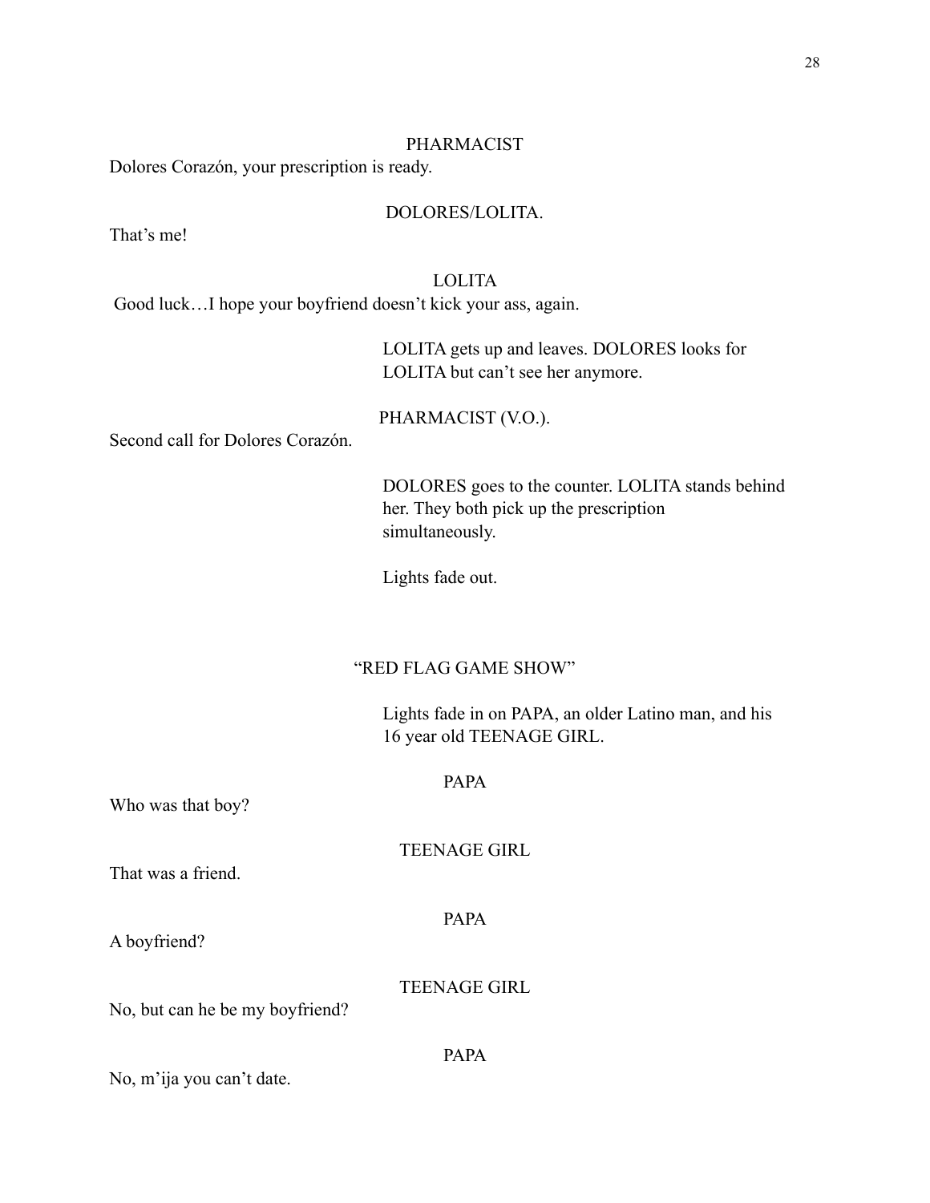PHARMACIST

Dolores Corazón, your prescription is ready.

DOLORES/LOLITA.

That's me!

LOLITA

Good luck…I hope your boyfriend doesn't kick your ass, again.

*LOLITA gets up and leaves. DOLORES looks for LOLITA but can't see her anymore.*

PHARMACIST (V.O.).

Second call for Dolores Corazón.

*DOLORES goes to the counter. LOLITA stands behind her. They both pick up the prescription simultaneously.*

*Lights fade out.*

"RED FLAG GAME SHOW"

*Lights fade in on PAPA, an older Latino man, and his 16 year old TEENAGE GIRL.*

PAPA

Who was that boy?

TEENAGE GIRL

That was a friend.

PAPA

A boyfriend?

TEENAGE GIRL

No, but can he be my boyfriend?

PAPA

No, m'ija you can't date.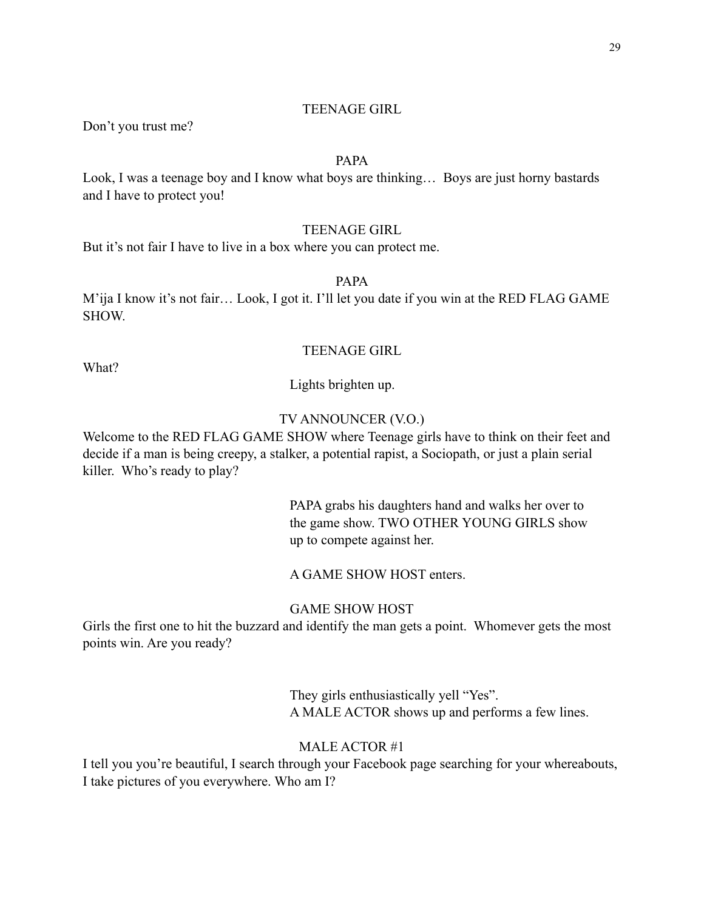TEENAGE GIRL

Don't you trust me?

PAPA

Look, I was a teenage boy and I know what boys are thinking… Boys are just horny bastards and I have to protect you!

TEENAGE GIRL

But it's not fair I have to live in a box where you can protect me.

PAPA

M'ija I know it's not fair… Look, I got it. I'll let you date if you win at the RED FLAG GAME SHOW.

TEENAGE GIRL

What?

Lights brighten up.

TV ANNOUNCER (V.O.)

Welcome to the RED FLAG GAME SHOW where Teenage girls have to think on their feet and decide if a man is being creepy, a stalker, a potential rapist, a Sociopath, or just a plain serial killer. Who's ready to play?

PAPA grabs his daughters hand and walks her over to the game show. TWO OTHER YOUNG GIRLS show up to compete against her.

A GAME SHOW HOST enters.

GAME SHOW HOST

Girls the first one to hit the buzzard and identify the man gets a point. Whomever gets the most points win. Are you ready?

They girls enthusiastically yell "Yes".
A MALE ACTOR shows up and performs a few lines.

MALE ACTOR #1

I tell you you're beautiful, I search through your Facebook page searching for your whereabouts, I take pictures of you everywhere. Who am I?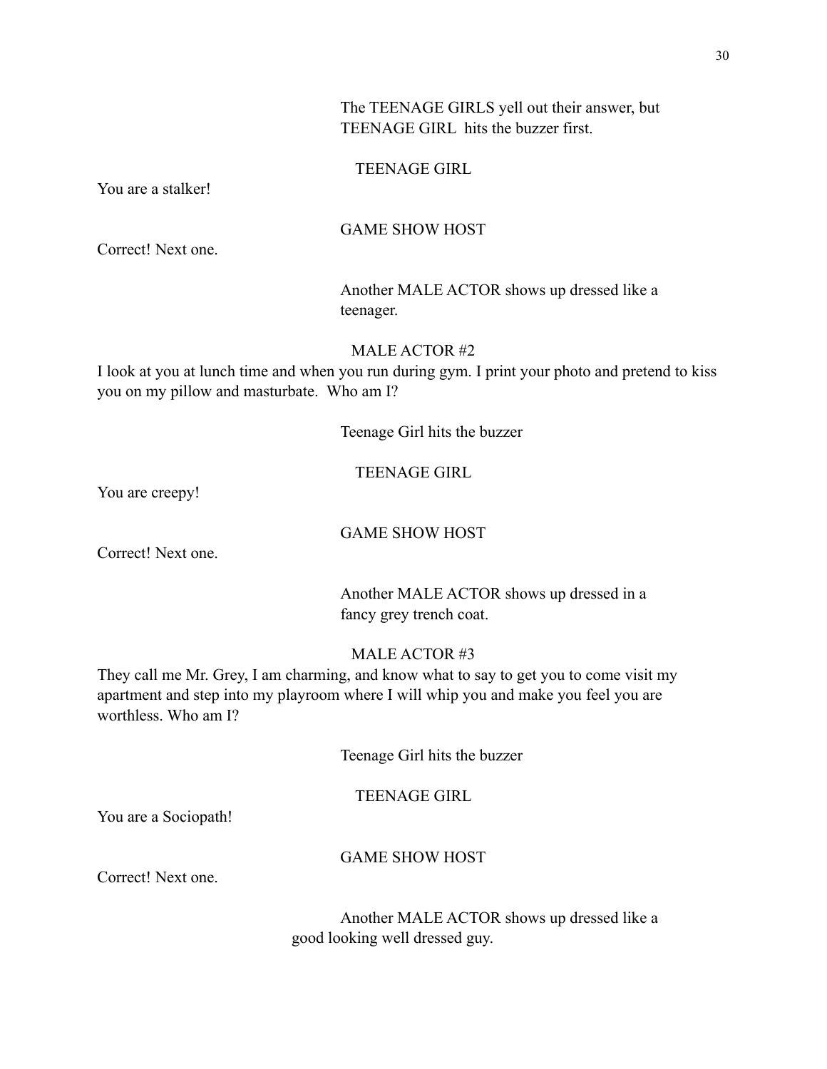The TEENAGE GIRLS yell out their answer, but TEENAGE GIRL hits the buzzer first.

TEENAGE GIRL

You are a stalker!

GAME SHOW HOST

Correct! Next one.

Another MALE ACTOR shows up dressed like a teenager.

MALE ACTOR #2

I look at you at lunch time and when you run during gym. I print your photo and pretend to kiss you on my pillow and masturbate. Who am I?

Teenage Girl hits the buzzer

TEENAGE GIRL

You are creepy!

GAME SHOW HOST

Correct! Next one.

Another MALE ACTOR shows up dressed in a fancy grey trench coat.

MALE ACTOR #3

They call me Mr. Grey, I am charming, and know what to say to get you to come visit my apartment and step into my playroom where I will whip you and make you feel you are worthless. Who am I?

Teenage Girl hits the buzzer

TEENAGE GIRL

You are a Sociopath!

GAME SHOW HOST

Correct! Next one.

Another MALE ACTOR shows up dressed like a good looking well dressed guy.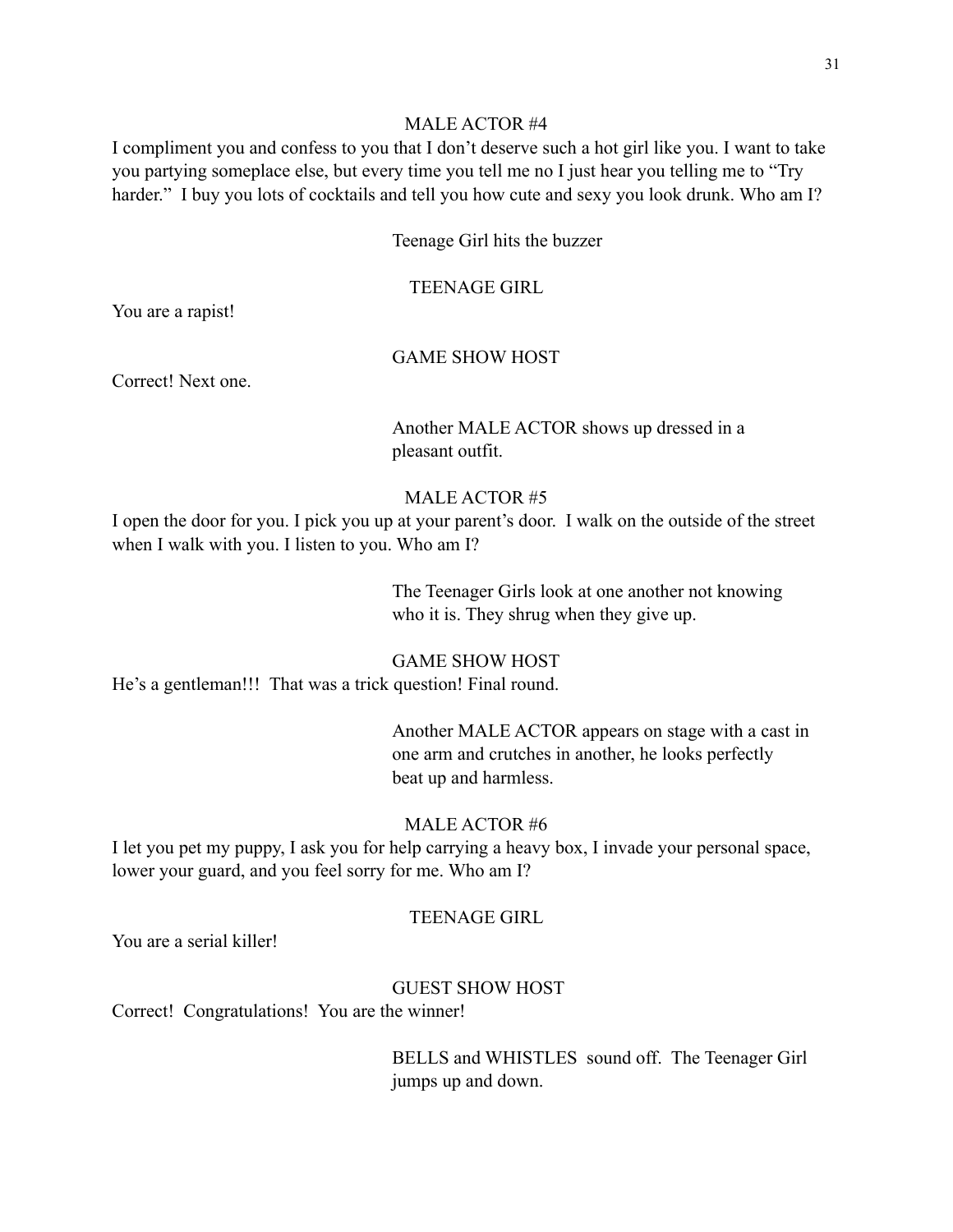MALE ACTOR #4

I compliment you and confess to you that I don't deserve such a hot girl like you. I want to take you partying someplace else, but every time you tell me no I just hear you telling me to "Try harder." I buy you lots of cocktails and tell you how cute and sexy you look drunk. Who am I?

Teenage Girl hits the buzzer

TEENAGE GIRL

You are a rapist!

GAME SHOW HOST

Correct! Next one.

Another MALE ACTOR shows up dressed in a pleasant outfit.

MALE ACTOR #5

I open the door for you. I pick you up at your parent's door. I walk on the outside of the street when I walk with you. I listen to you. Who am I?

The Teenager Girls look at one another not knowing who it is. They shrug when they give up.

GAME SHOW HOST

He's a gentleman!!! That was a trick question! Final round.

Another MALE ACTOR appears on stage with a cast in one arm and crutches in another, he looks perfectly beat up and harmless.

MALE ACTOR #6

I let you pet my puppy, I ask you for help carrying a heavy box, I invade your personal space, lower your guard, and you feel sorry for me. Who am I?

TEENAGE GIRL

You are a serial killer!

GUEST SHOW HOST

Correct! Congratulations! You are the winner!

BELLS and WHISTLES sound off. The Teenager Girl jumps up and down.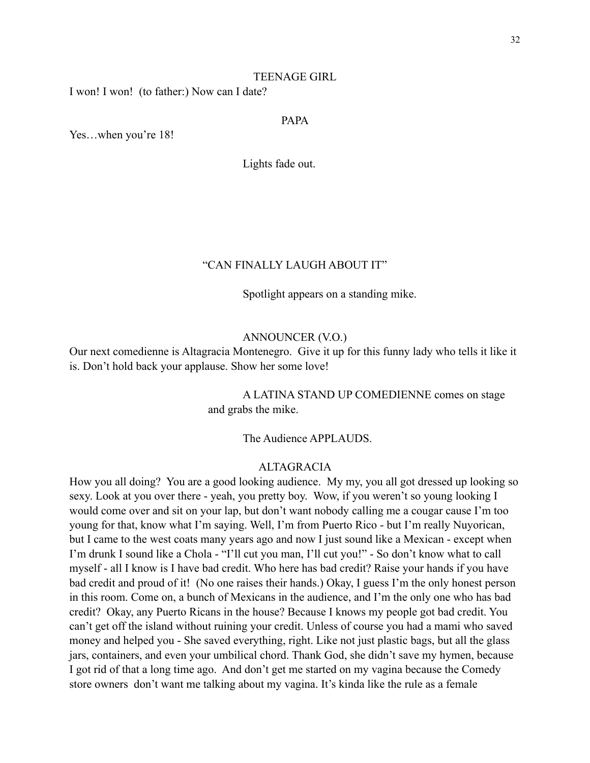TEENAGE GIRL

I won! I won! (to father:) Now can I date?

PAPA

Yes…when you're 18!

Lights fade out.

## "CAN FINALLY LAUGH ABOUT IT"

Spotlight appears on a standing mike.

ANNOUNCER (V.O.)

Our next comedienne is Altagracia Montenegro. Give it up for this funny lady who tells it like it is. Don't hold back your applause. Show her some love!

A LATINA STAND UP COMEDIENNE comes on stage and grabs the mike.

The Audience APPLAUDS.

ALTAGRACIA

How you all doing? You are a good looking audience. My my, you all got dressed up looking so sexy. Look at you over there - yeah, you pretty boy. Wow, if you weren't so young looking I would come over and sit on your lap, but don't want nobody calling me a cougar cause I'm too young for that, know what I'm saying. Well, I'm from Puerto Rico - but I'm really Nuyorican, but I came to the west coats many years ago and now I just sound like a Mexican - except when I'm drunk I sound like a Chola - "I'll cut you man, I'll cut you!" - So don't know what to call myself - all I know is I have bad credit. Who here has bad credit? Raise your hands if you have bad credit and proud of it! (No one raises their hands.) Okay, I guess I'm the only honest person in this room. Come on, a bunch of Mexicans in the audience, and I'm the only one who has bad credit? Okay, any Puerto Ricans in the house? Because I knows my people got bad credit. You can't get off the island without ruining your credit. Unless of course you had a mami who saved money and helped you - She saved everything, right. Like not just plastic bags, but all the glass jars, containers, and even your umbilical chord. Thank God, she didn't save my hymen, because I got rid of that a long time ago. And don't get me started on my vagina because the Comedy store owners don't want me talking about my vagina. It's kinda like the rule as a female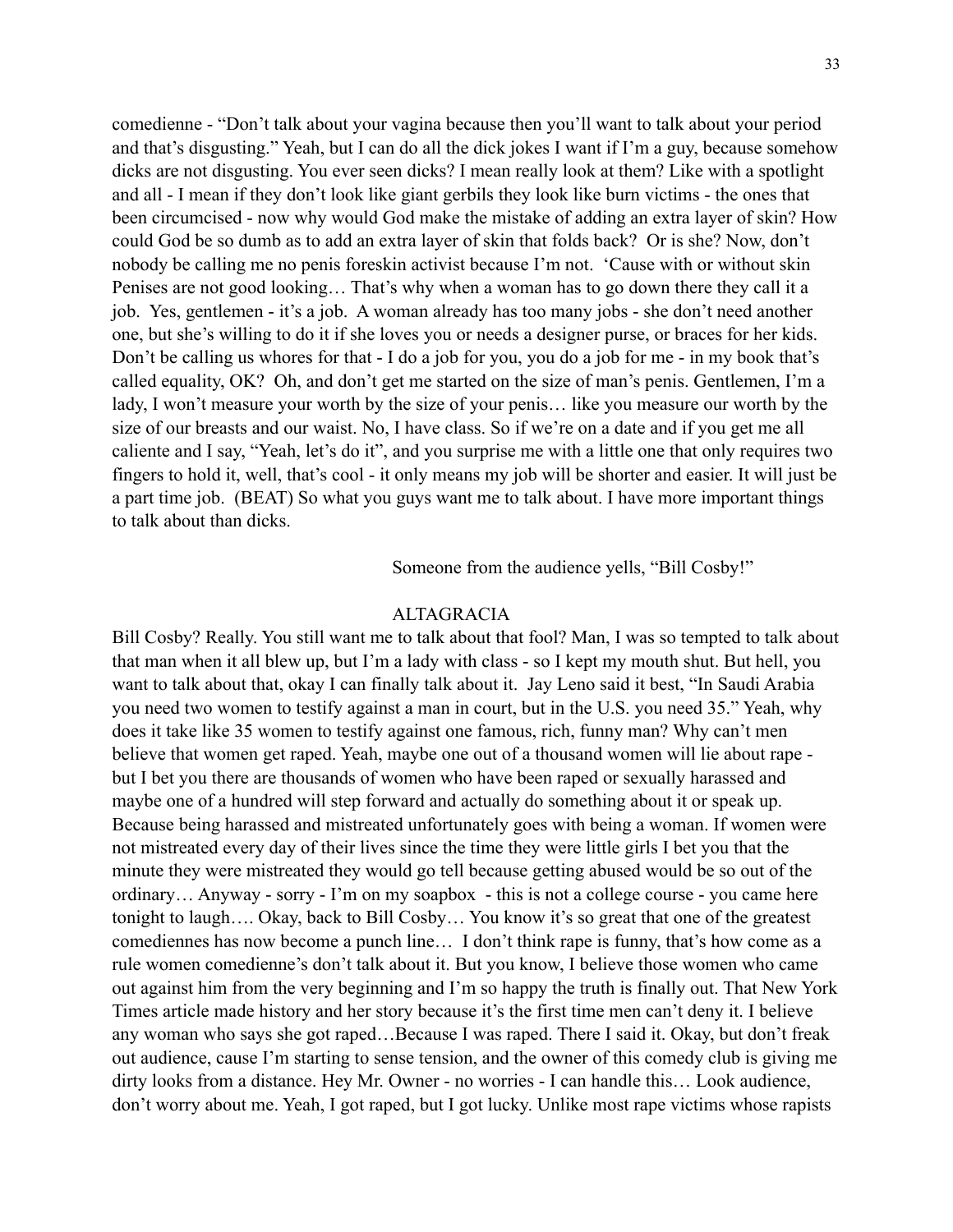comedienne - "Don't talk about your vagina because then you'll want to talk about your period and that's disgusting." Yeah, but I can do all the dick jokes I want if I'm a guy, because somehow dicks are not disgusting. You ever seen dicks? I mean really look at them? Like with a spotlight and all - I mean if they don't look like giant gerbils they look like burn victims - the ones that been circumcised - now why would God make the mistake of adding an extra layer of skin? How could God be so dumb as to add an extra layer of skin that folds back? Or is she? Now, don't nobody be calling me no penis foreskin activist because I'm not. 'Cause with or without skin Penises are not good looking… That's why when a woman has to go down there they call it a job. Yes, gentlemen - it's a job. A woman already has too many jobs - she don't need another one, but she's willing to do it if she loves you or needs a designer purse, or braces for her kids. Don't be calling us whores for that - I do a job for you, you do a job for me - in my book that's called equality, OK? Oh, and don't get me started on the size of man's penis. Gentlemen, I'm a lady, I won't measure your worth by the size of your penis… like you measure our worth by the size of our breasts and our waist. No, I have class. So if we're on a date and if you get me all caliente and I say, "Yeah, let's do it", and you surprise me with a little one that only requires two fingers to hold it, well, that's cool - it only means my job will be shorter and easier. It will just be a part time job. (BEAT) So what you guys want me to talk about. I have more important things to talk about than dicks.

Someone from the audience yells, "Bill Cosby!"

ALTAGRACIA

Bill Cosby? Really. You still want me to talk about that fool? Man, I was so tempted to talk about that man when it all blew up, but I'm a lady with class - so I kept my mouth shut. But hell, you want to talk about that, okay I can finally talk about it. Jay Leno said it best, "In Saudi Arabia you need two women to testify against a man in court, but in the U.S. you need 35." Yeah, why does it take like 35 women to testify against one famous, rich, funny man? Why can't men believe that women get raped. Yeah, maybe one out of a thousand women will lie about rape - but I bet you there are thousands of women who have been raped or sexually harassed and maybe one of a hundred will step forward and actually do something about it or speak up. Because being harassed and mistreated unfortunately goes with being a woman. If women were not mistreated every day of their lives since the time they were little girls I bet you that the minute they were mistreated they would go tell because getting abused would be so out of the ordinary… Anyway - sorry - I'm on my soapbox - this is not a college course - you came here tonight to laugh…. Okay, back to Bill Cosby… You know it's so great that one of the greatest comediennes has now become a punch line… I don't think rape is funny, that's how come as a rule women comedienne's don't talk about it. But you know, I believe those women who came out against him from the very beginning and I'm so happy the truth is finally out. That New York Times article made history and her story because it's the first time men can't deny it. I believe any woman who says she got raped…Because I was raped. There I said it. Okay, but don't freak out audience, cause I'm starting to sense tension, and the owner of this comedy club is giving me dirty looks from a distance. Hey Mr. Owner - no worries - I can handle this… Look audience, don't worry about me. Yeah, I got raped, but I got lucky. Unlike most rape victims whose rapists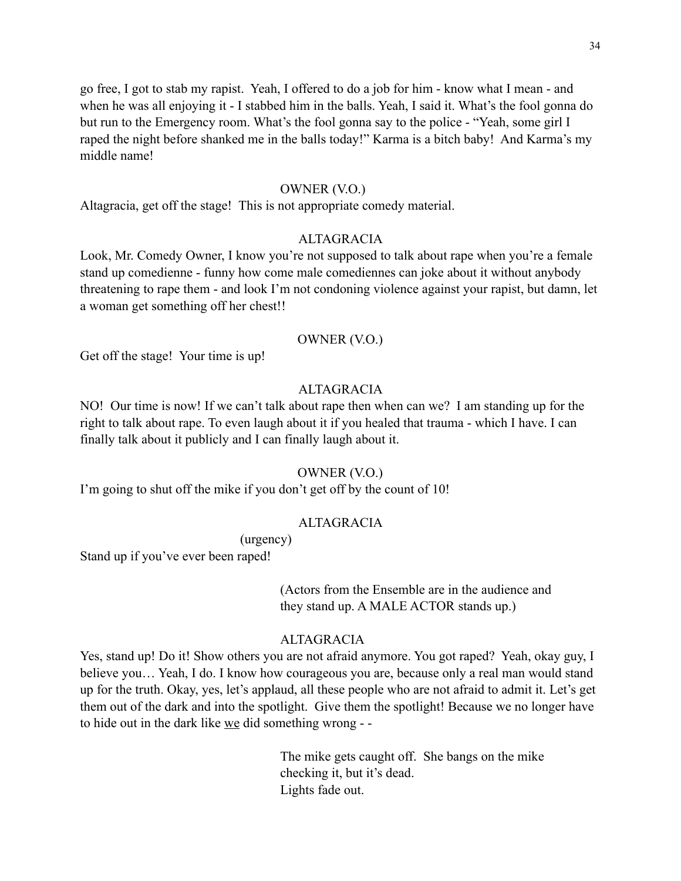go free, I got to stab my rapist. Yeah, I offered to do a job for him - know what I mean - and when he was all enjoying it - I stabbed him in the balls. Yeah, I said it. What's the fool gonna do but run to the Emergency room. What's the fool gonna say to the police - "Yeah, some girl I raped the night before shanked me in the balls today!" Karma is a bitch baby! And Karma's my middle name!

OWNER (V.O.)

Altagracia, get off the stage! This is not appropriate comedy material.

ALTAGRACIA

Look, Mr. Comedy Owner, I know you're not supposed to talk about rape when you're a female stand up comedienne - funny how come male comediennes can joke about it without anybody threatening to rape them - and look I'm not condoning violence against your rapist, but damn, let a woman get something off her chest!!

OWNER (V.O.)

Get off the stage! Your time is up!

ALTAGRACIA

NO! Our time is now! If we can't talk about rape then when can we? I am standing up for the right to talk about rape. To even laugh about it if you healed that trauma - which I have. I can finally talk about it publicly and I can finally laugh about it.

OWNER (V.O.)

I'm going to shut off the mike if you don't get off by the count of 10!

ALTAGRACIA

(urgency)

Stand up if you've ever been raped!

(Actors from the Ensemble are in the audience and they stand up. A MALE ACTOR stands up.)

ALTAGRACIA

Yes, stand up! Do it! Show others you are not afraid anymore. You got raped? Yeah, okay guy, I believe you… Yeah, I do. I know how courageous you are, because only a real man would stand up for the truth. Okay, yes, let's applaud, all these people who are not afraid to admit it. Let's get them out of the dark and into the spotlight. Give them the spotlight! Because we no longer have to hide out in the dark like <u>we</u> did something wrong - -

The mike gets caught off. She bangs on the mike checking it, but it's dead.
Lights fade out.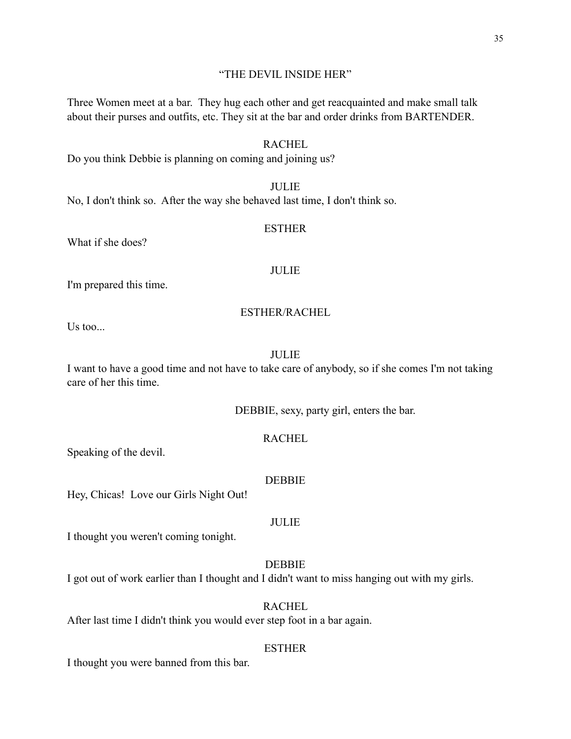"THE DEVIL INSIDE HER"

Three Women meet at a bar. They hug each other and get reacquainted and make small talk about their purses and outfits, etc. They sit at the bar and order drinks from BARTENDER.

RACHEL

Do you think Debbie is planning on coming and joining us?

JULIE

No, I don't think so. After the way she behaved last time, I don't think so.

ESTHER

What if she does?

JULIE

I'm prepared this time.

ESTHER/RACHEL

Us too...

JULIE

I want to have a good time and not have to take care of anybody, so if she comes I'm not taking care of her this time.

DEBBIE, sexy, party girl, enters the bar.

RACHEL

Speaking of the devil.

DEBBIE

Hey, Chicas! Love our Girls Night Out!

JULIE

I thought you weren't coming tonight.

DEBBIE

I got out of work earlier than I thought and I didn't want to miss hanging out with my girls.

RACHEL

After last time I didn't think you would ever step foot in a bar again.

ESTHER

I thought you were banned from this bar.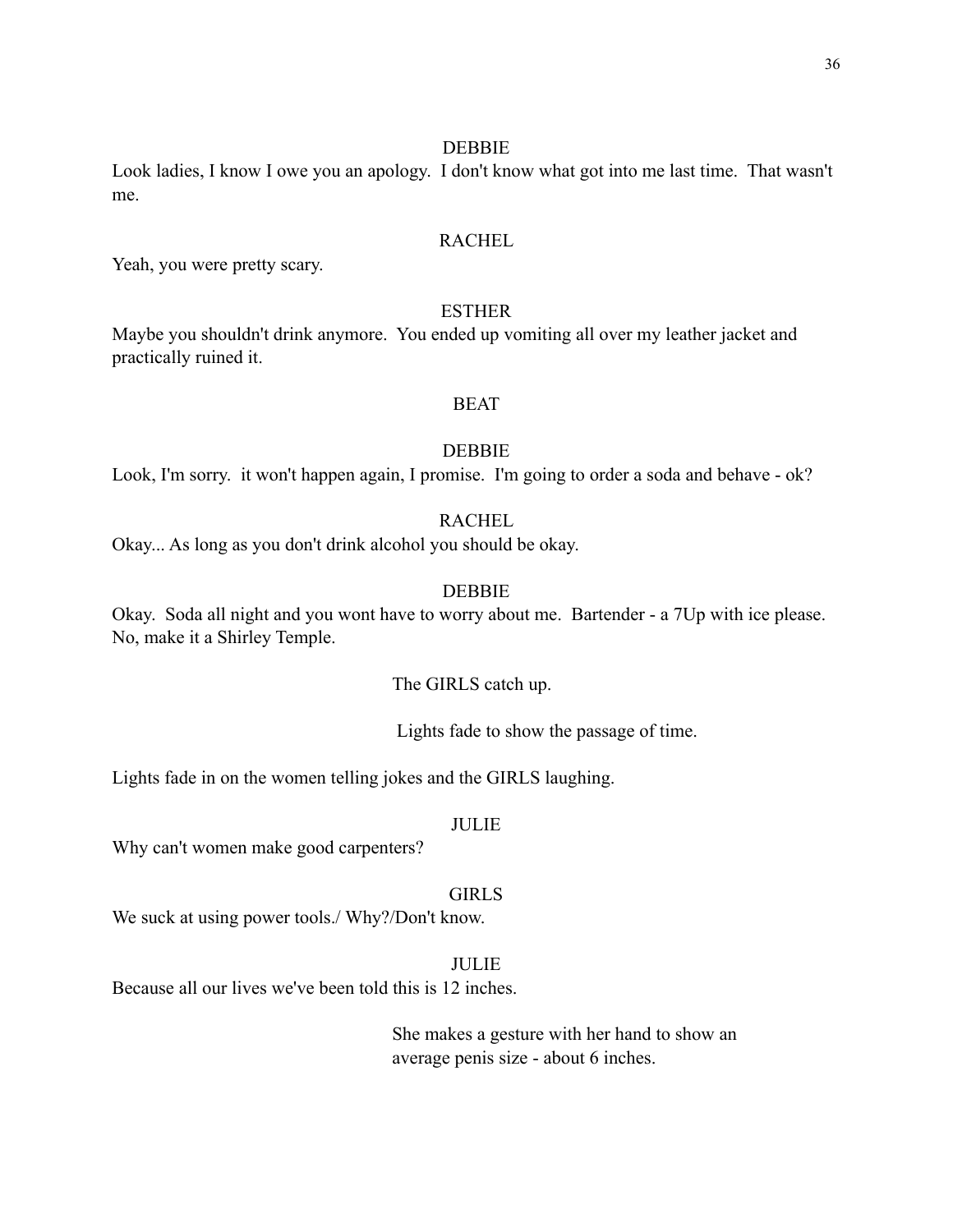DEBBIE

Look ladies, I know I owe you an apology. I don't know what got into me last time. That wasn't me.

RACHEL

Yeah, you were pretty scary.

ESTHER

Maybe you shouldn't drink anymore. You ended up vomiting all over my leather jacket and practically ruined it.

BEAT

DEBBIE

Look, I'm sorry. it won't happen again, I promise. I'm going to order a soda and behave - ok?

RACHEL

Okay... As long as you don't drink alcohol you should be okay.

DEBBIE

Okay. Soda all night and you wont have to worry about me. Bartender - a 7Up with ice please. No, make it a Shirley Temple.

The GIRLS catch up.

Lights fade to show the passage of time.

Lights fade in on the women telling jokes and the GIRLS laughing.

JULIE

Why can't women make good carpenters?

GIRLS

We suck at using power tools./ Why?/Don't know.

JULIE

Because all our lives we've been told this is 12 inches.

She makes a gesture with her hand to show an average penis size - about 6 inches.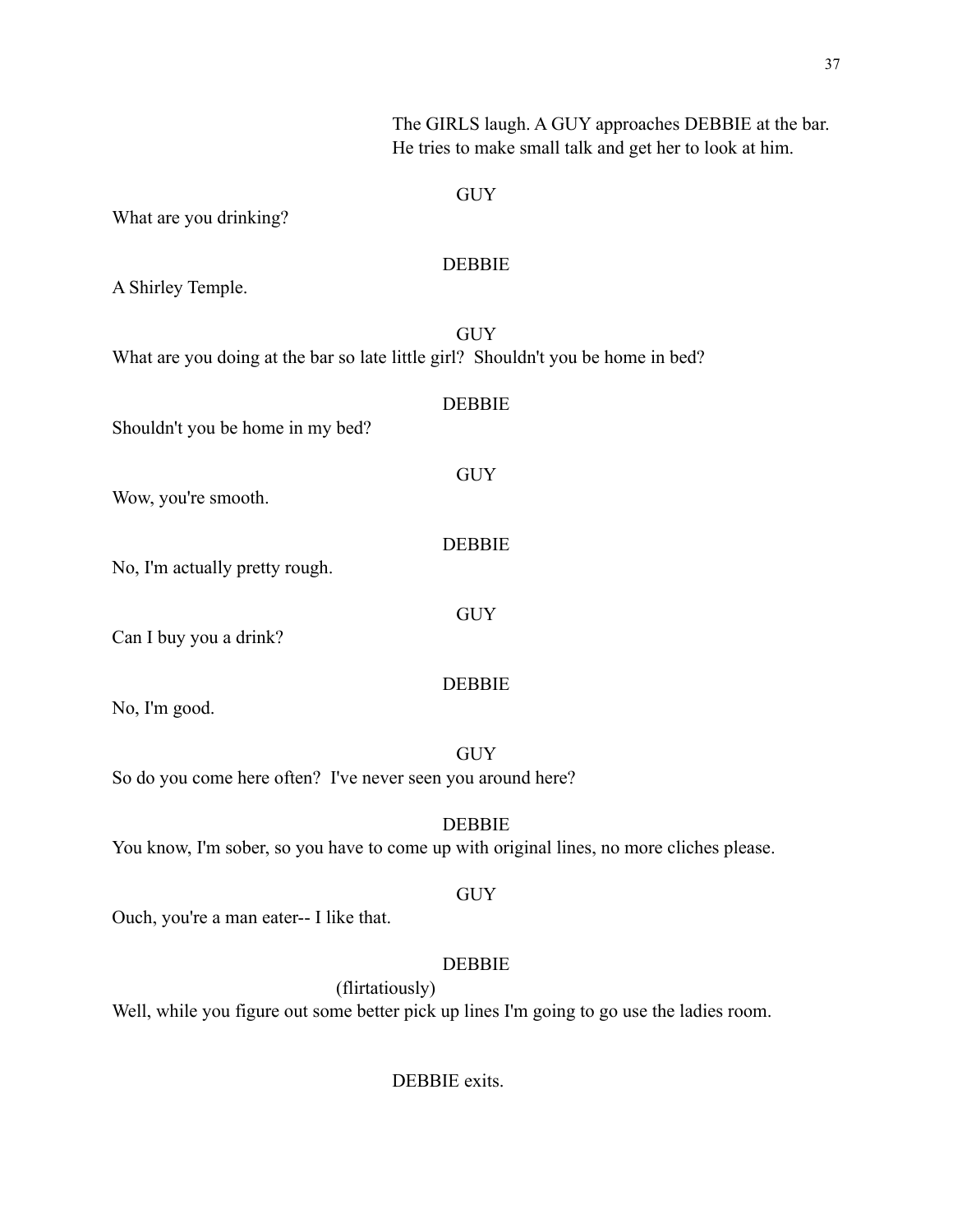The GIRLS laugh. A GUY approaches DEBBIE at the bar. He tries to make small talk and get her to look at him.

GUY

What are you drinking?

DEBBIE

A Shirley Temple.

GUY

What are you doing at the bar so late little girl? Shouldn't you be home in bed?

DEBBIE

Shouldn't you be home in my bed?

GUY

Wow, you're smooth.

DEBBIE

No, I'm actually pretty rough.

GUY

Can I buy you a drink?

DEBBIE

No, I'm good.

GUY

So do you come here often? I've never seen you around here?

DEBBIE

You know, I'm sober, so you have to come up with original lines, no more cliches please.

GUY

Ouch, you're a man eater-- I like that.

DEBBIE

(flirtatiously)

Well, while you figure out some better pick up lines I'm going to go use the ladies room.

DEBBIE exits.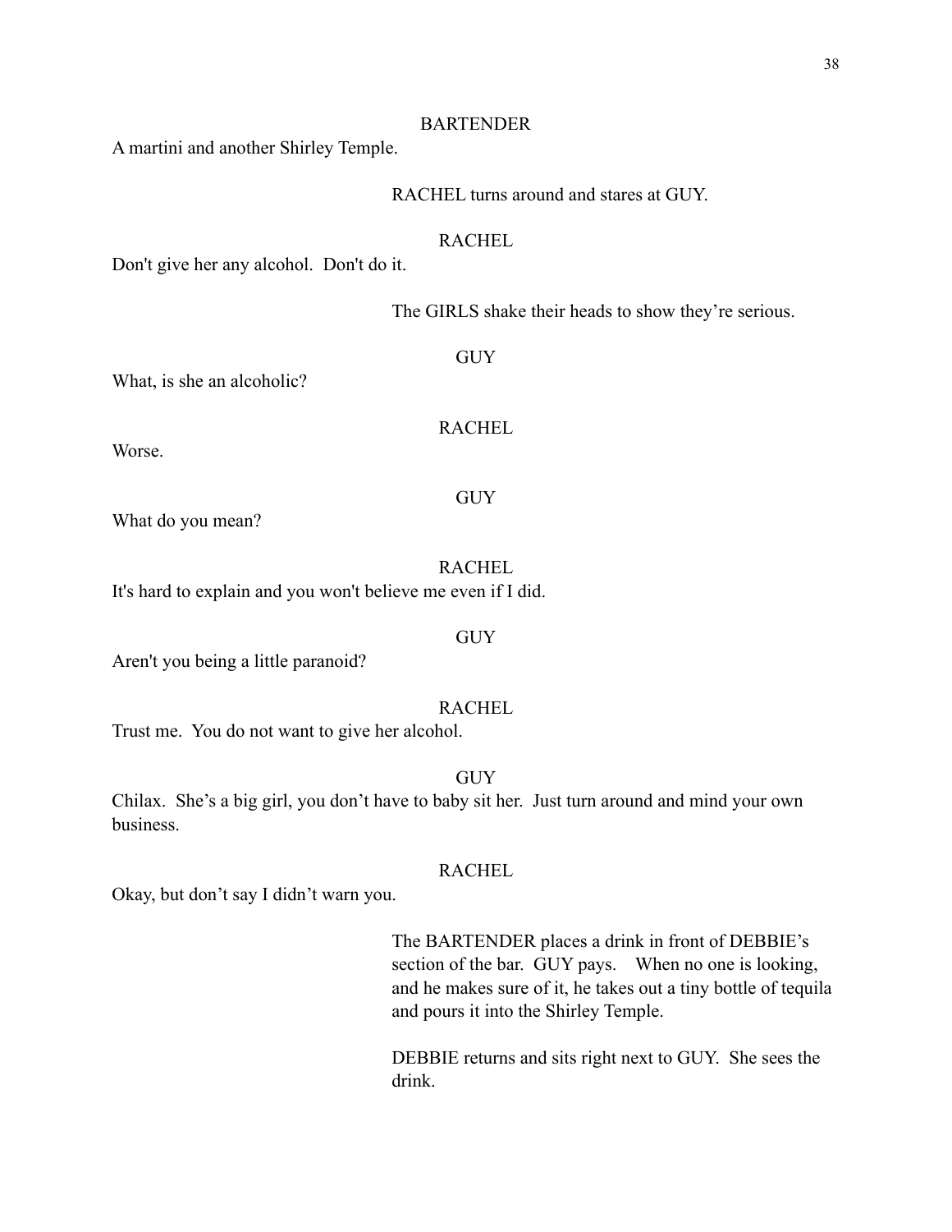BARTENDER

A martini and another Shirley Temple.

RACHEL turns around and stares at GUY.

RACHEL

Don't give her any alcohol.  Don't do it.

The GIRLS shake their heads to show they're serious.

GUY

What, is she an alcoholic?

RACHEL

Worse.

GUY

What do you mean?

RACHEL

It's hard to explain and you won't believe me even if I did.

GUY

Aren't you being a little paranoid?

RACHEL

Trust me.  You do not want to give her alcohol.

GUY

Chilax.  She's a big girl, you don't have to baby sit her.  Just turn around and mind your own business.

RACHEL

Okay, but don't say I didn't warn you.

The BARTENDER places a drink in front of DEBBIE's section of the bar.  GUY pays.   When no one is looking, and he makes sure of it, he takes out a tiny bottle of tequila and pours it into the Shirley Temple.

DEBBIE returns and sits right next to GUY.  She sees the drink.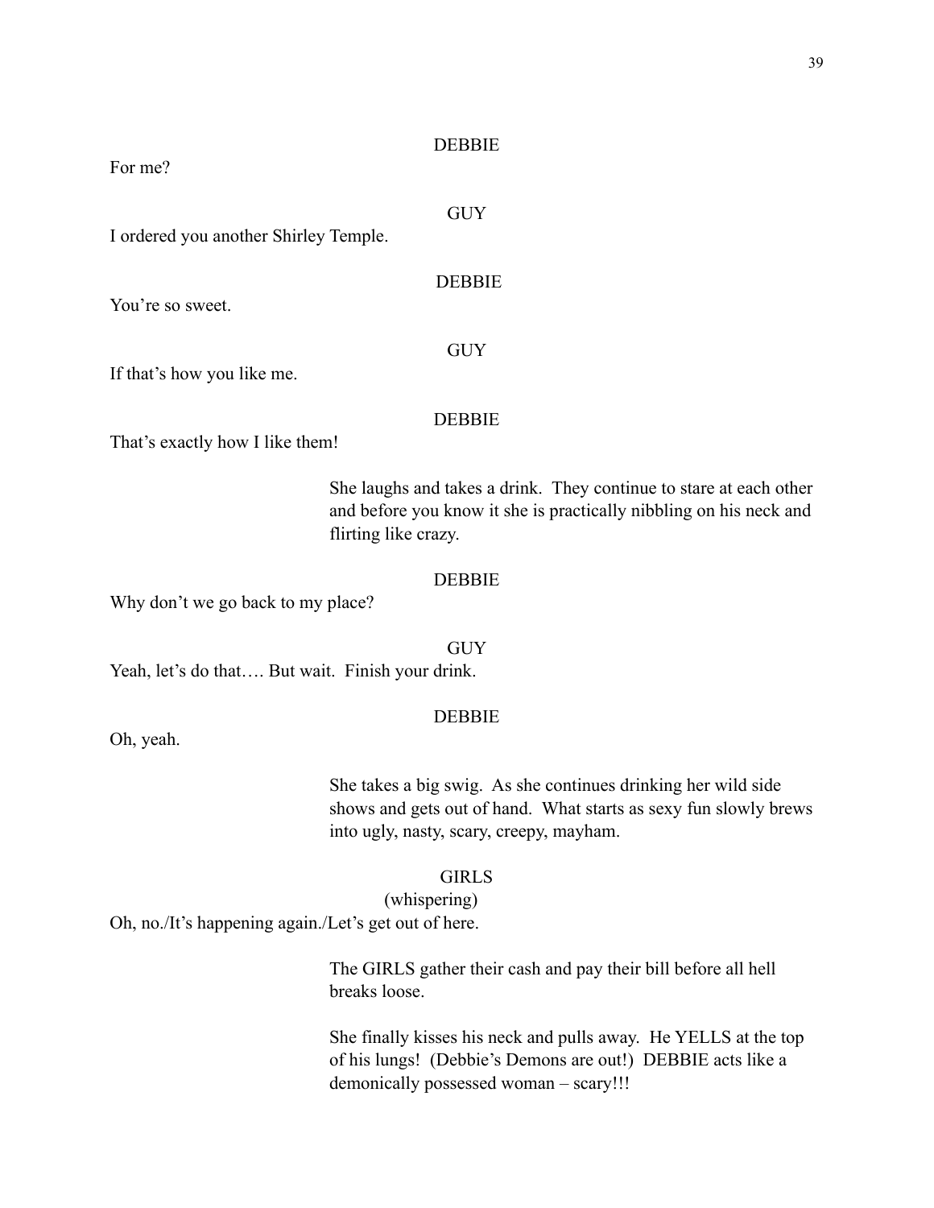DEBBIE

For me?

GUY

I ordered you another Shirley Temple.

DEBBIE

You're so sweet.

GUY

If that's how you like me.

DEBBIE

That's exactly how I like them!

She laughs and takes a drink. They continue to stare at each other and before you know it she is practically nibbling on his neck and flirting like crazy.

DEBBIE

Why don't we go back to my place?

GUY

Yeah, let's do that…. But wait. Finish your drink.

DEBBIE

Oh, yeah.

She takes a big swig. As she continues drinking her wild side shows and gets out of hand. What starts as sexy fun slowly brews into ugly, nasty, scary, creepy, mayham.

GIRLS

(whispering)

Oh, no./It's happening again./Let's get out of here.

The GIRLS gather their cash and pay their bill before all hell breaks loose.

She finally kisses his neck and pulls away. He YELLS at the top of his lungs! (Debbie's Demons are out!) DEBBIE acts like a demonically possessed woman – scary!!!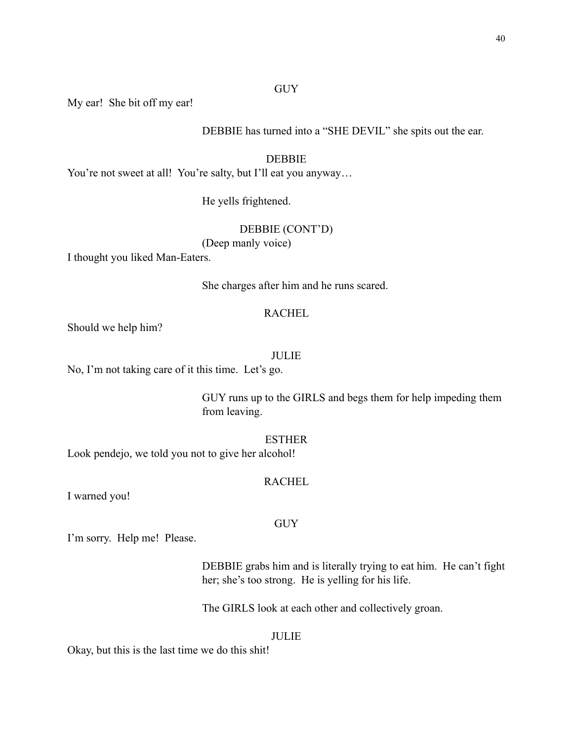GUY

My ear!  She bit off my ear!

DEBBIE has turned into a “SHE DEVIL” she spits out the ear.

DEBBIE

You’re not sweet at all!  You’re salty, but I’ll eat you anyway…

He yells frightened.

DEBBIE (CONT’D)

(Deep manly voice)

I thought you liked Man-Eaters.

She charges after him and he runs scared.

RACHEL

Should we help him?

JULIE

No, I’m not taking care of it this time.  Let’s go.

GUY runs up to the GIRLS and begs them for help impeding them from leaving.

ESTHER

Look pendejo, we told you not to give her alcohol!

RACHEL

I warned you!

GUY

I’m sorry.  Help me!  Please.

DEBBIE grabs him and is literally trying to eat him.  He can’t fight her; she’s too strong.  He is yelling for his life.

The GIRLS look at each other and collectively groan.

JULIE

Okay, but this is the last time we do this shit!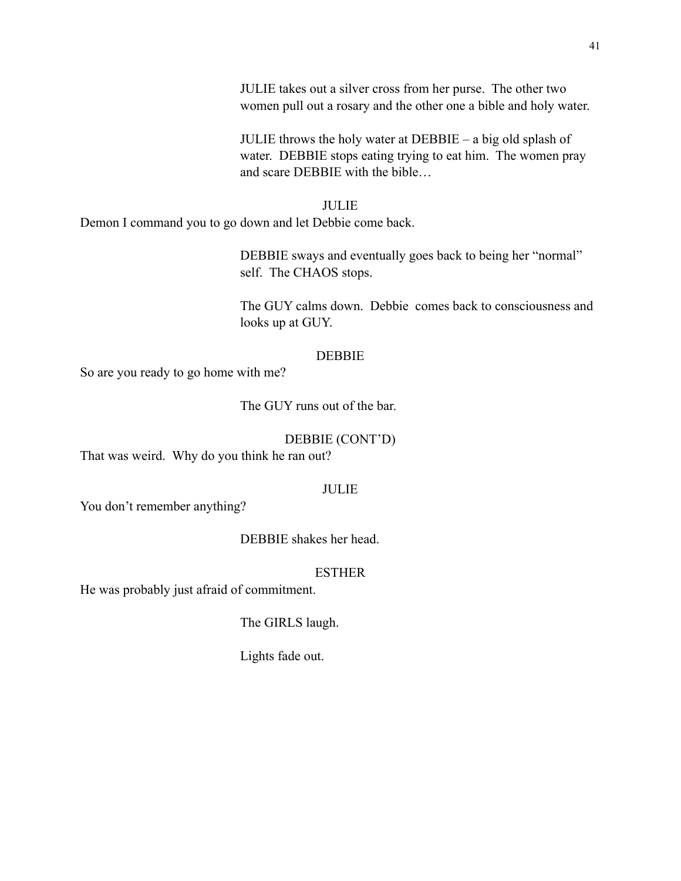JULIE takes out a silver cross from her purse. The other two women pull out a rosary and the other one a bible and holy water.

JULIE throws the holy water at DEBBIE – a big old splash of water. DEBBIE stops eating trying to eat him. The women pray and scare DEBBIE with the bible…

JULIE

Demon I command you to go down and let Debbie come back.

DEBBIE sways and eventually goes back to being her "normal" self. The CHAOS stops.

The GUY calms down. Debbie comes back to consciousness and looks up at GUY.

DEBBIE

So are you ready to go home with me?

The GUY runs out of the bar.

DEBBIE (CONT'D)

That was weird. Why do you think he ran out?

JULIE

You don't remember anything?

DEBBIE shakes her head.

ESTHER

He was probably just afraid of commitment.

The GIRLS laugh.

Lights fade out.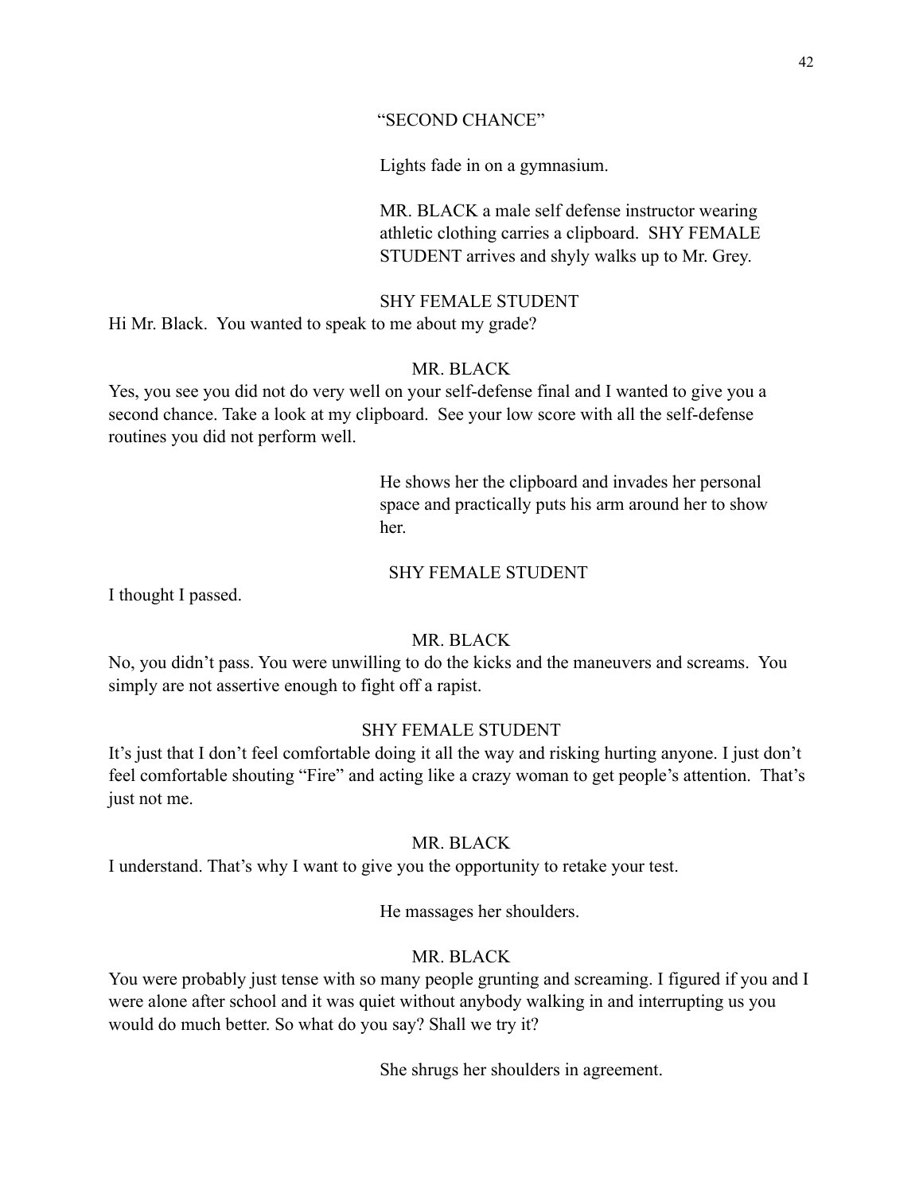### "SECOND CHANCE"

Lights fade in on a gymnasium.

MR. BLACK a male self defense instructor wearing athletic clothing carries a clipboard. SHY FEMALE STUDENT arrives and shyly walks up to Mr. Grey.

SHY FEMALE STUDENT

Hi Mr. Black. You wanted to speak to me about my grade?

MR. BLACK

Yes, you see you did not do very well on your self-defense final and I wanted to give you a second chance. Take a look at my clipboard. See your low score with all the self-defense routines you did not perform well.

He shows her the clipboard and invades her personal space and practically puts his arm around her to show her.

SHY FEMALE STUDENT

I thought I passed.

MR. BLACK

No, you didn't pass. You were unwilling to do the kicks and the maneuvers and screams. You simply are not assertive enough to fight off a rapist.

SHY FEMALE STUDENT

It's just that I don't feel comfortable doing it all the way and risking hurting anyone. I just don't feel comfortable shouting "Fire" and acting like a crazy woman to get people's attention. That's just not me.

MR. BLACK

I understand. That's why I want to give you the opportunity to retake your test.

He massages her shoulders.

MR. BLACK

You were probably just tense with so many people grunting and screaming. I figured if you and I were alone after school and it was quiet without anybody walking in and interrupting us you would do much better. So what do you say? Shall we try it?

She shrugs her shoulders in agreement.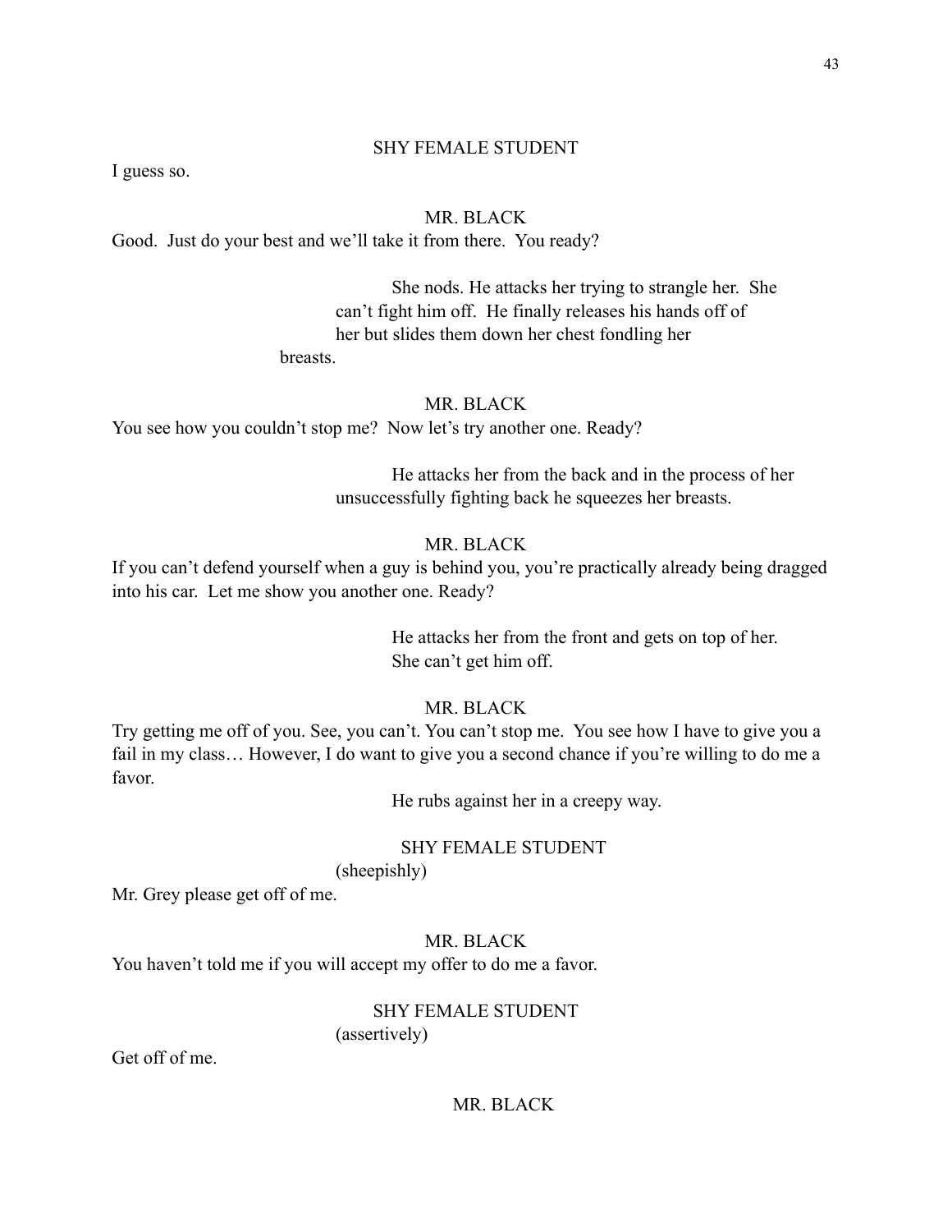SHY FEMALE STUDENT

I guess so.

MR. BLACK

Good. Just do your best and we'll take it from there. You ready?

She nods. He attacks her trying to strangle her. She can't fight him off. He finally releases his hands off of her but slides them down her chest fondling her breasts.

MR. BLACK

You see how you couldn't stop me? Now let's try another one. Ready?

He attacks her from the back and in the process of her unsuccessfully fighting back he squeezes her breasts.

MR. BLACK

If you can't defend yourself when a guy is behind you, you're practically already being dragged into his car. Let me show you another one. Ready?

He attacks her from the front and gets on top of her. She can't get him off.

MR. BLACK

Try getting me off of you. See, you can't. You can't stop me. You see how I have to give you a fail in my class… However, I do want to give you a second chance if you're willing to do me a favor.

He rubs against her in a creepy way.

SHY FEMALE STUDENT

(sheepishly)

Mr. Grey please get off of me.

MR. BLACK

You haven't told me if you will accept my offer to do me a favor.

SHY FEMALE STUDENT

(assertively)

Get off of me.

MR. BLACK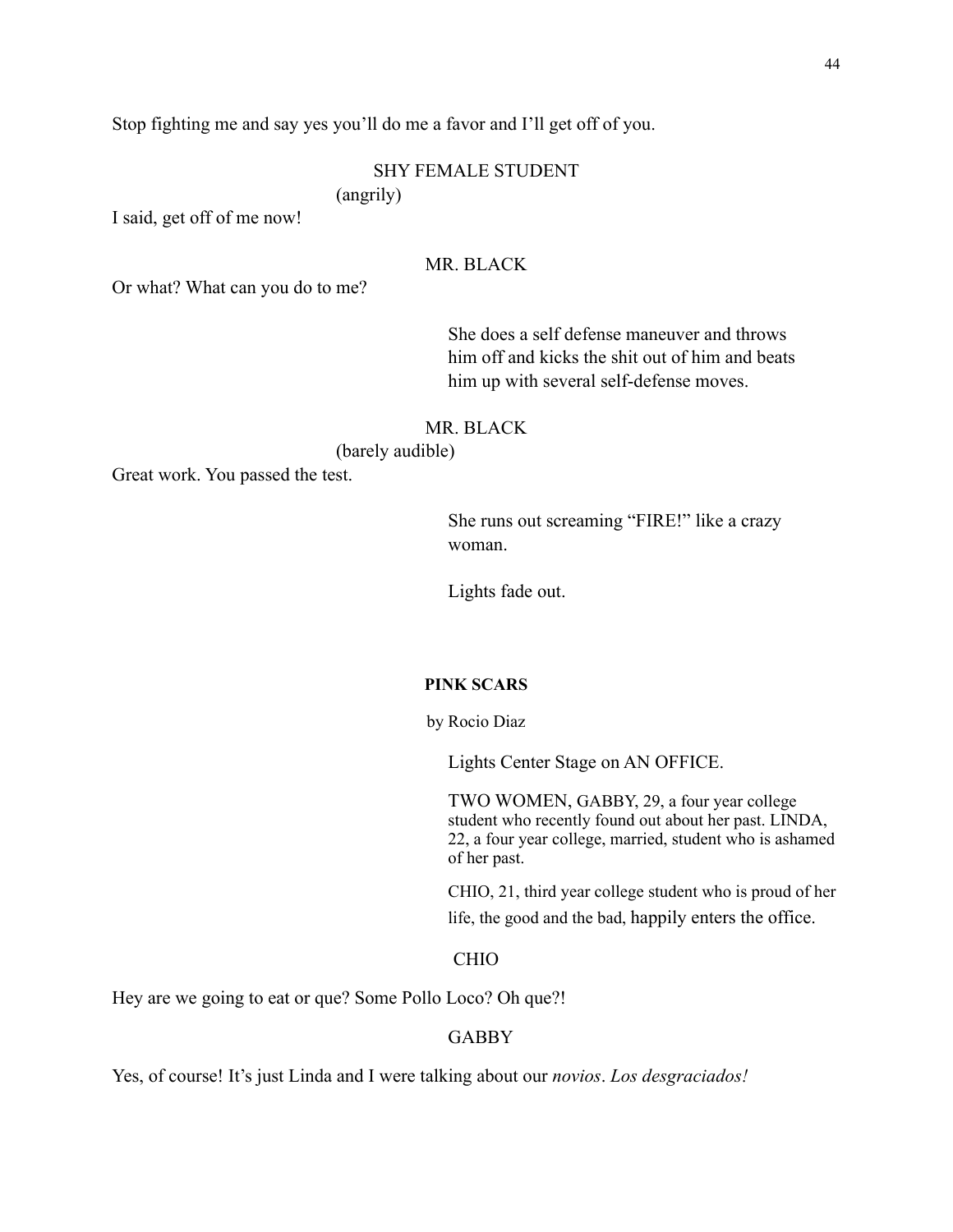Stop fighting me and say yes you'll do me a favor and I'll get off of you.

SHY FEMALE STUDENT

(angrily)

I said, get off of me now!

MR. BLACK

Or what? What can you do to me?

She does a self defense maneuver and throws him off and kicks the shit out of him and beats him up with several self-defense moves.

MR. BLACK

(barely audible)

Great work. You passed the test.

She runs out screaming "FIRE!" like a crazy woman.

Lights fade out.

**PINK SCARS**

by Rocio Diaz

Lights Center Stage on AN OFFICE.

TWO WOMEN, GABBY, 29, a four year college student who recently found out about her past. LINDA, 22, a four year college, married, student who is ashamed of her past.

CHIO, 21, third year college student who is proud of her life, the good and the bad, happily enters the office.

CHIO

Hey are we going to eat or que? Some Pollo Loco? Oh que?!

GABBY

Yes, of course! It's just Linda and I were talking about our *novios*. *Los desgraciados!*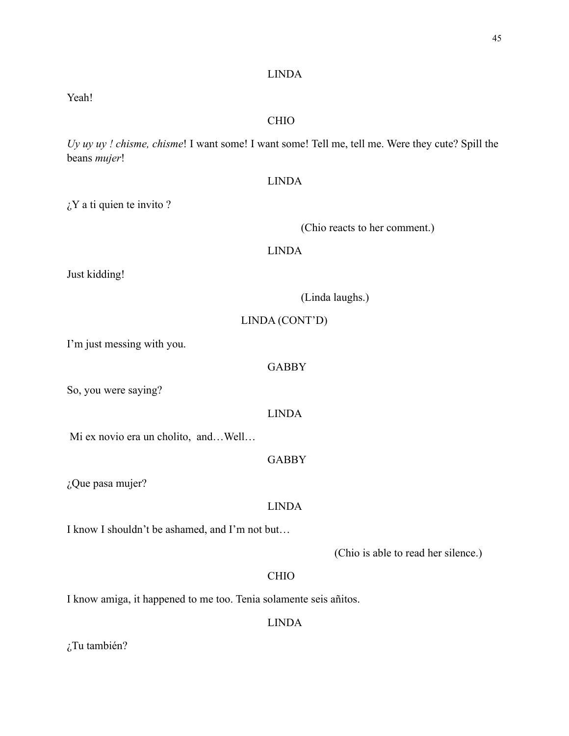LINDA

Yeah!

CHIO

*Uy uy uy ! chisme, chisme*! I want some! I want some! Tell me, tell me. Were they cute? Spill the beans *mujer*!

LINDA

¿Y a ti quien te invito ?

(Chio reacts to her comment.)

LINDA

Just kidding!

(Linda laughs.)

LINDA (CONT'D)

I'm just messing with you.

GABBY

So, you were saying?

LINDA

Mi ex novio era un cholito, and…Well…

GABBY

¿Que pasa mujer?

LINDA

I know I shouldn't be ashamed, and I'm not but…

(Chio is able to read her silence.)

CHIO

I know amiga, it happened to me too. Tenia solamente seis añitos.

LINDA

¿Tu también?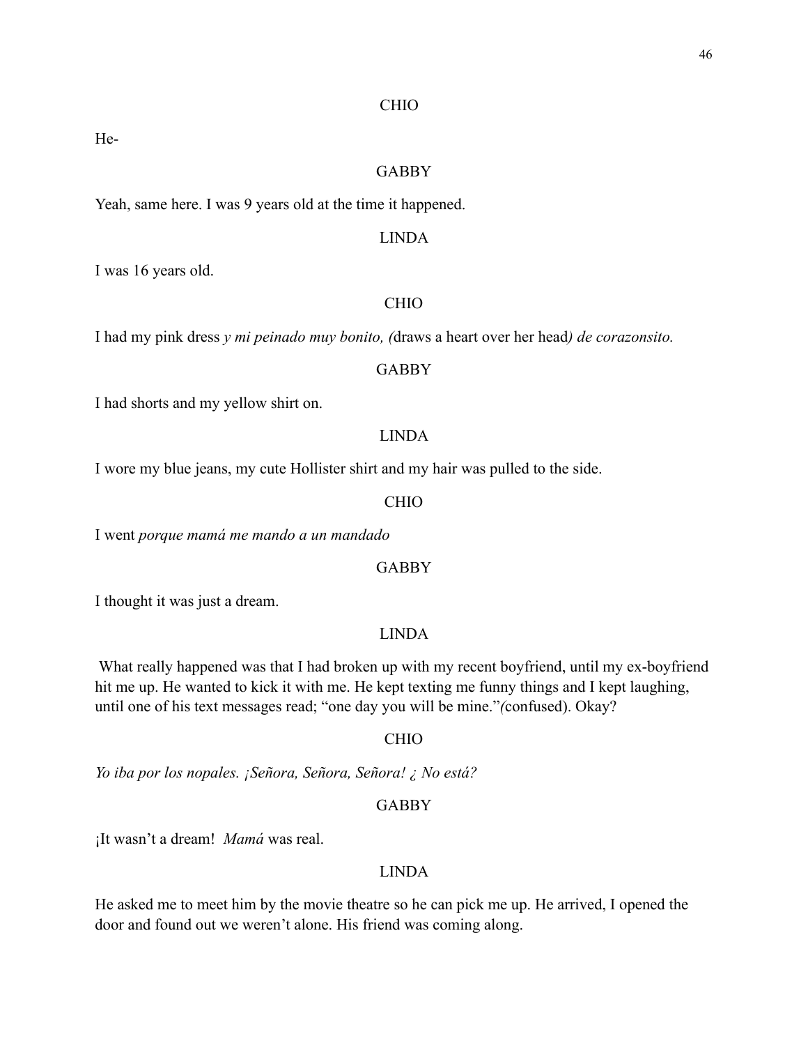CHIO

He-

GABBY

Yeah, same here. I was 9 years old at the time it happened.

LINDA

I was 16 years old.

CHIO

I had my pink dress *y mi peinado muy bonito, (*draws a heart over her head*) de corazonsito.*

GABBY

I had shorts and my yellow shirt on.

LINDA

I wore my blue jeans, my cute Hollister shirt and my hair was pulled to the side.

CHIO

I went *porque mamá me mando a un mandado*

GABBY

I thought it was just a dream.

LINDA

What really happened was that I had broken up with my recent boyfriend, until my ex-boyfriend hit me up. He wanted to kick it with me. He kept texting me funny things and I kept laughing, until one of his text messages read; "one day you will be mine."*(*confused). Okay?

CHIO

*Yo iba por los nopales. ¡Señora, Señora, Señora! ¿ No está?*

GABBY

¡It wasn't a dream! *Mamá* was real.

LINDA

He asked me to meet him by the movie theatre so he can pick me up. He arrived, I opened the door and found out we weren't alone. His friend was coming along.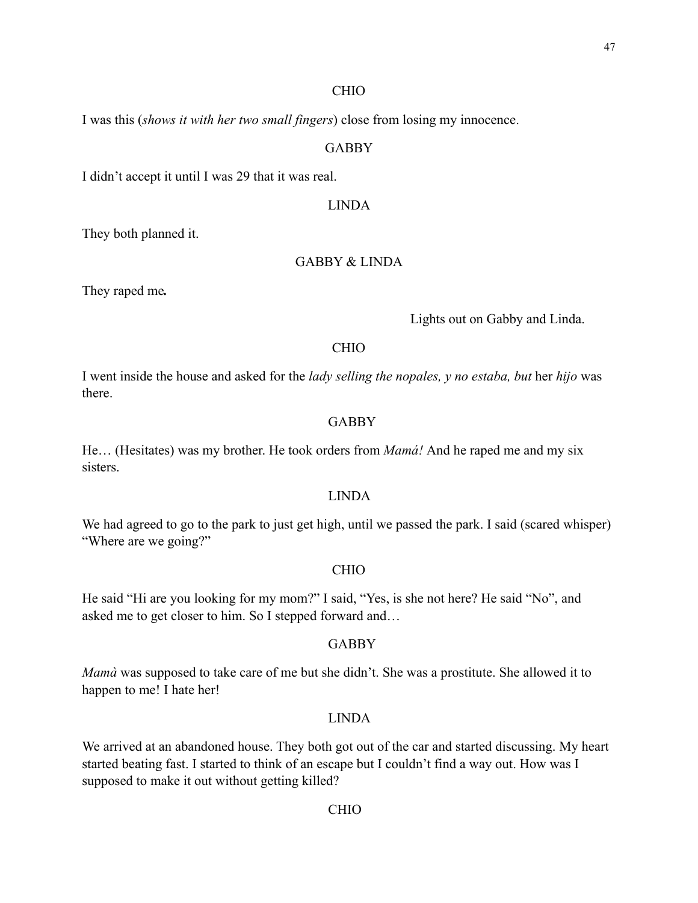CHIO

I was this (*shows it with her two small fingers*) close from losing my innocence.

GABBY

I didn't accept it until I was 29 that it was real.

LINDA

They both planned it.

GABBY & LINDA

They raped me***.***

Lights out on Gabby and Linda.

CHIO

I went inside the house and asked for the *lady selling the nopales, y no estaba, but* her *hijo* was there.

GABBY

He… (Hesitates) was my brother. He took orders from *Mamá!* And he raped me and my six sisters.

LINDA

We had agreed to go to the park to just get high, until we passed the park. I said (scared whisper) "Where are we going?"

CHIO

He said "Hi are you looking for my mom?" I said, "Yes, is she not here? He said "No", and asked me to get closer to him. So I stepped forward and…

GABBY

*Mamà* was supposed to take care of me but she didn't. She was a prostitute. She allowed it to happen to me! I hate her!

LINDA

We arrived at an abandoned house. They both got out of the car and started discussing. My heart started beating fast. I started to think of an escape but I couldn't find a way out. How was I supposed to make it out without getting killed?

CHIO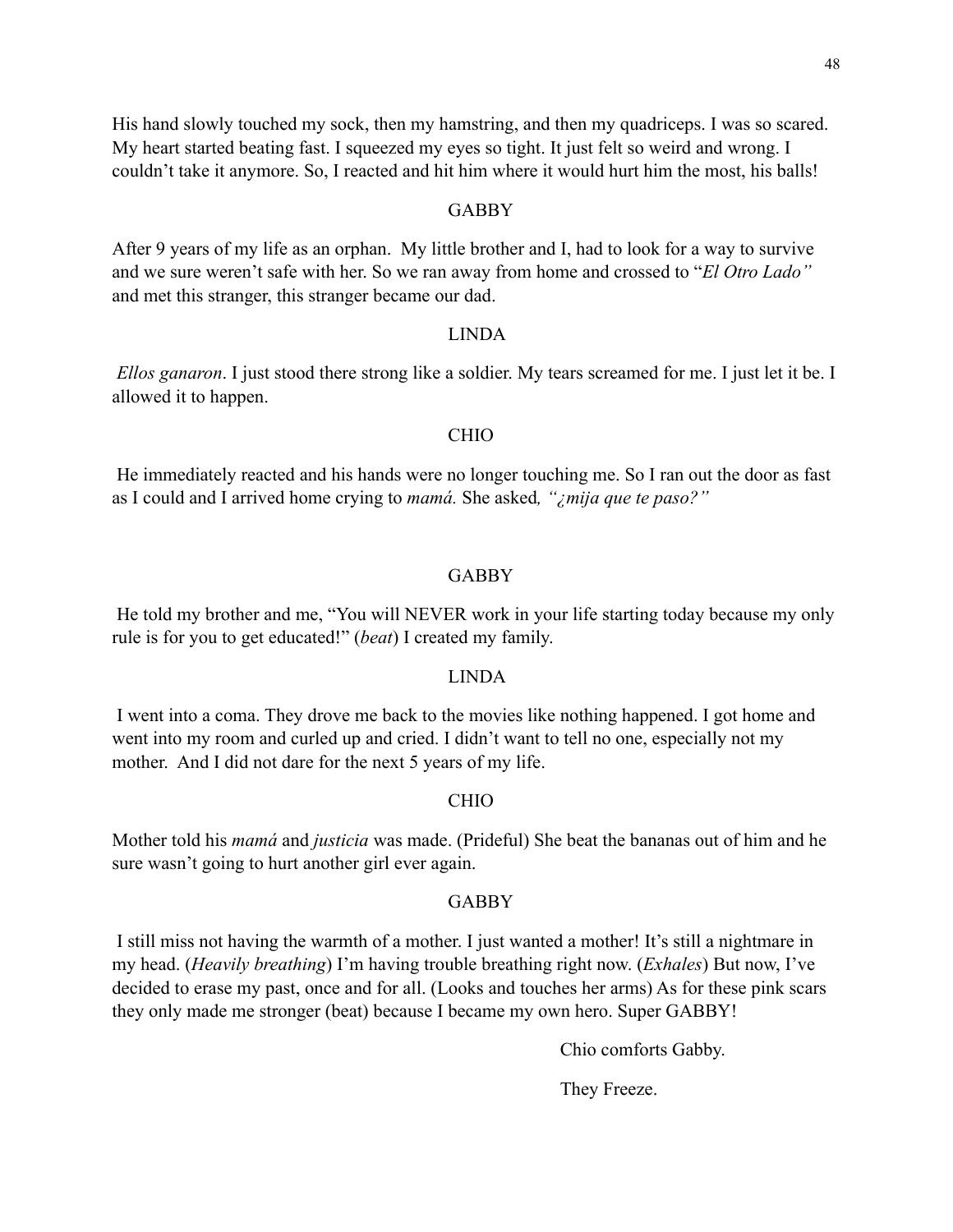His hand slowly touched my sock, then my hamstring, and then my quadriceps. I was so scared. My heart started beating fast. I squeezed my eyes so tight. It just felt so weird and wrong. I couldn't take it anymore. So, I reacted and hit him where it would hurt him the most, his balls!

GABBY

After 9 years of my life as an orphan.  My little brother and I, had to look for a way to survive and we sure weren't safe with her. So we ran away from home and crossed to "*El Otro Lado"* and met this stranger, this stranger became our dad.

LINDA

*Ellos ganaron*. I just stood there strong like a soldier. My tears screamed for me. I just let it be. I allowed it to happen.

CHIO

He immediately reacted and his hands were no longer touching me. So I ran out the door as fast as I could and I arrived home crying to *mamá.* She asked*, "¿mija que te paso?"*

GABBY

He told my brother and me, "You will NEVER work in your life starting today because my only rule is for you to get educated!" (*beat*) I created my family.

LINDA

I went into a coma. They drove me back to the movies like nothing happened. I got home and went into my room and curled up and cried. I didn't want to tell no one, especially not my mother.  And I did not dare for the next 5 years of my life.

CHIO

Mother told his *mamá* and *justicia* was made. (Prideful) She beat the bananas out of him and he sure wasn't going to hurt another girl ever again.

GABBY

I still miss not having the warmth of a mother. I just wanted a mother! It's still a nightmare in my head. (*Heavily breathing*) I'm having trouble breathing right now. (*Exhales*) But now, I've decided to erase my past, once and for all. (Looks and touches her arms) As for these pink scars they only made me stronger (beat) because I became my own hero. Super GABBY!

Chio comforts Gabby.

They Freeze.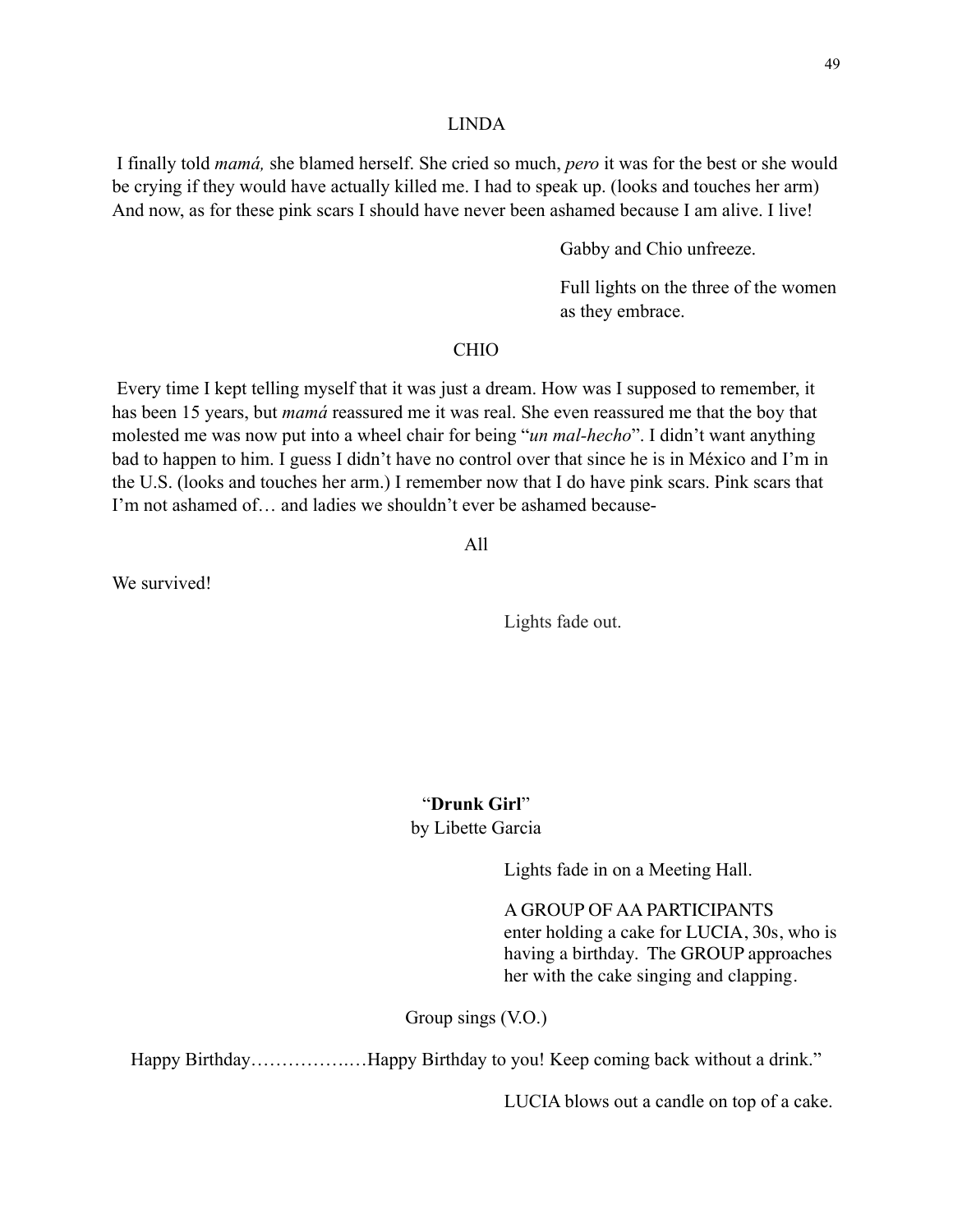LINDA

I finally told *mamá,* she blamed herself. She cried so much, *pero* it was for the best or she would be crying if they would have actually killed me. I had to speak up. (looks and touches her arm) And now, as for these pink scars I should have never been ashamed because I am alive. I live!

Gabby and Chio unfreeze.

Full lights on the three of the women as they embrace.

CHIO

Every time I kept telling myself that it was just a dream. How was I supposed to remember, it has been 15 years, but *mamá* reassured me it was real. She even reassured me that the boy that molested me was now put into a wheel chair for being "*un mal-hecho*". I didn't want anything bad to happen to him. I guess I didn't have no control over that since he is in México and I'm in the U.S. (looks and touches her arm.) I remember now that I do have pink scars. Pink scars that I'm not ashamed of… and ladies we shouldn't ever be ashamed because-

All

We survived!

Lights fade out.

"**Drunk Girl**"
by Libette Garcia

Lights fade in on a Meeting Hall.

A GROUP OF AA PARTICIPANTS enter holding a cake for LUCIA, 30s, who is having a birthday. The GROUP approaches her with the cake singing and clapping.

Group sings (V.O.)

Happy Birthday…………….…Happy Birthday to you! Keep coming back without a drink."

LUCIA blows out a candle on top of a cake.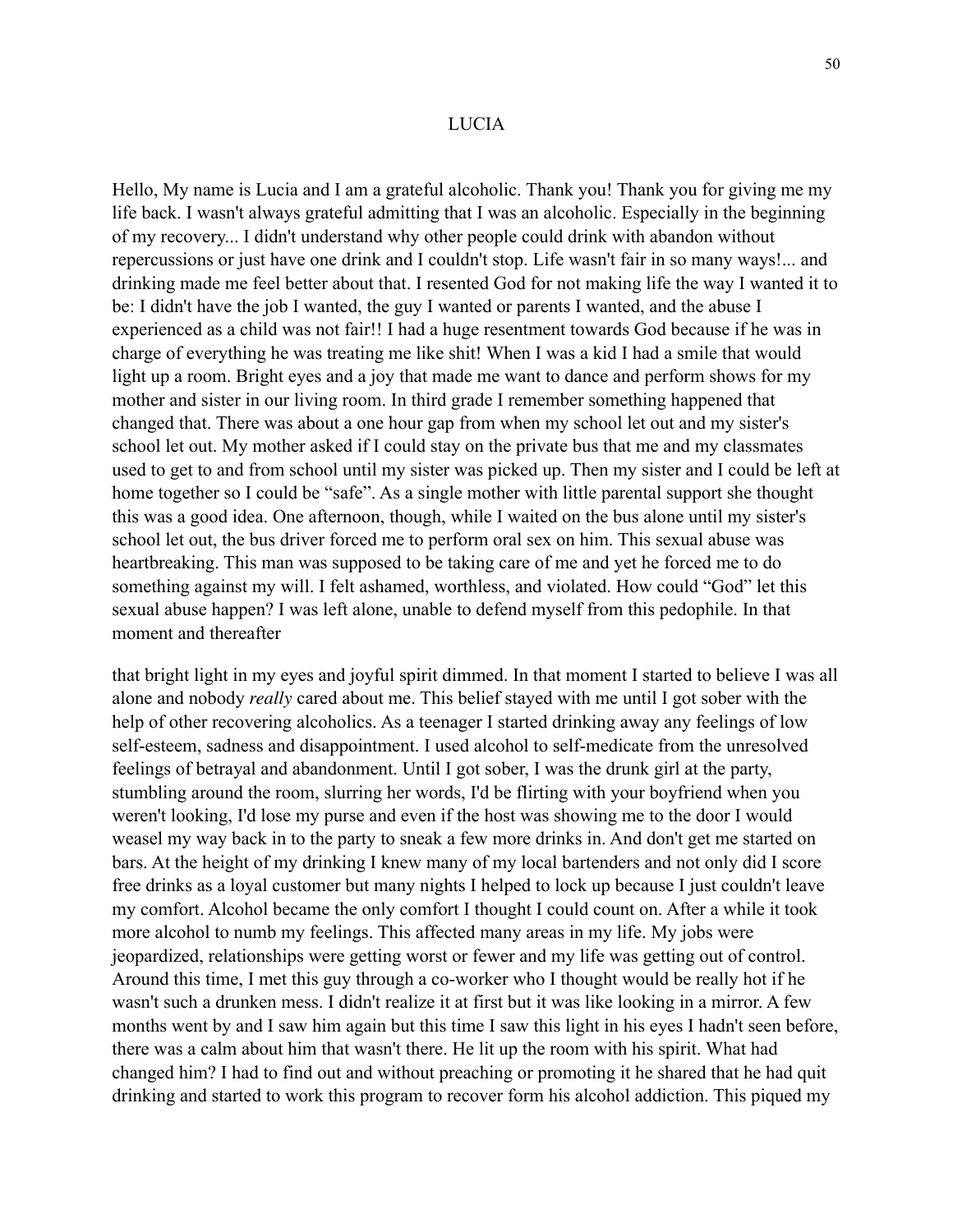# LUCIA

Hello, My name is Lucia and I am a grateful alcoholic. Thank you! Thank you for giving me my life back. I wasn't always grateful admitting that I was an alcoholic. Especially in the beginning of my recovery... I didn't understand why other people could drink with abandon without repercussions or just have one drink and I couldn't stop. Life wasn't fair in so many ways!... and drinking made me feel better about that. I resented God for not making life the way I wanted it to be: I didn't have the job I wanted, the guy I wanted or parents I wanted, and the abuse I experienced as a child was not fair!! I had a huge resentment towards God because if he was in charge of everything he was treating me like shit! When I was a kid I had a smile that would light up a room. Bright eyes and a joy that made me want to dance and perform shows for my mother and sister in our living room. In third grade I remember something happened that changed that. There was about a one hour gap from when my school let out and my sister's school let out. My mother asked if I could stay on the private bus that me and my classmates used to get to and from school until my sister was picked up. Then my sister and I could be left at home together so I could be "safe". As a single mother with little parental support she thought this was a good idea. One afternoon, though, while I waited on the bus alone until my sister's school let out, the bus driver forced me to perform oral sex on him. This sexual abuse was heartbreaking. This man was supposed to be taking care of me and yet he forced me to do something against my will. I felt ashamed, worthless, and violated. How could "God" let this sexual abuse happen? I was left alone, unable to defend myself from this pedophile. In that moment and thereafter

that bright light in my eyes and joyful spirit dimmed. In that moment I started to believe I was all alone and nobody *really* cared about me. This belief stayed with me until I got sober with the help of other recovering alcoholics. As a teenager I started drinking away any feelings of low self-esteem, sadness and disappointment. I used alcohol to self-medicate from the unresolved feelings of betrayal and abandonment. Until I got sober, I was the drunk girl at the party, stumbling around the room, slurring her words, I'd be flirting with your boyfriend when you weren't looking, I'd lose my purse and even if the host was showing me to the door I would weasel my way back in to the party to sneak a few more drinks in. And don't get me started on bars. At the height of my drinking I knew many of my local bartenders and not only did I score free drinks as a loyal customer but many nights I helped to lock up because I just couldn't leave my comfort. Alcohol became the only comfort I thought I could count on. After a while it took more alcohol to numb my feelings. This affected many areas in my life. My jobs were jeopardized, relationships were getting worst or fewer and my life was getting out of control. Around this time, I met this guy through a co-worker who I thought would be really hot if he wasn't such a drunken mess. I didn't realize it at first but it was like looking in a mirror. A few months went by and I saw him again but this time I saw this light in his eyes I hadn't seen before, there was a calm about him that wasn't there. He lit up the room with his spirit. What had changed him? I had to find out and without preaching or promoting it he shared that he had quit drinking and started to work this program to recover form his alcohol addiction. This piqued my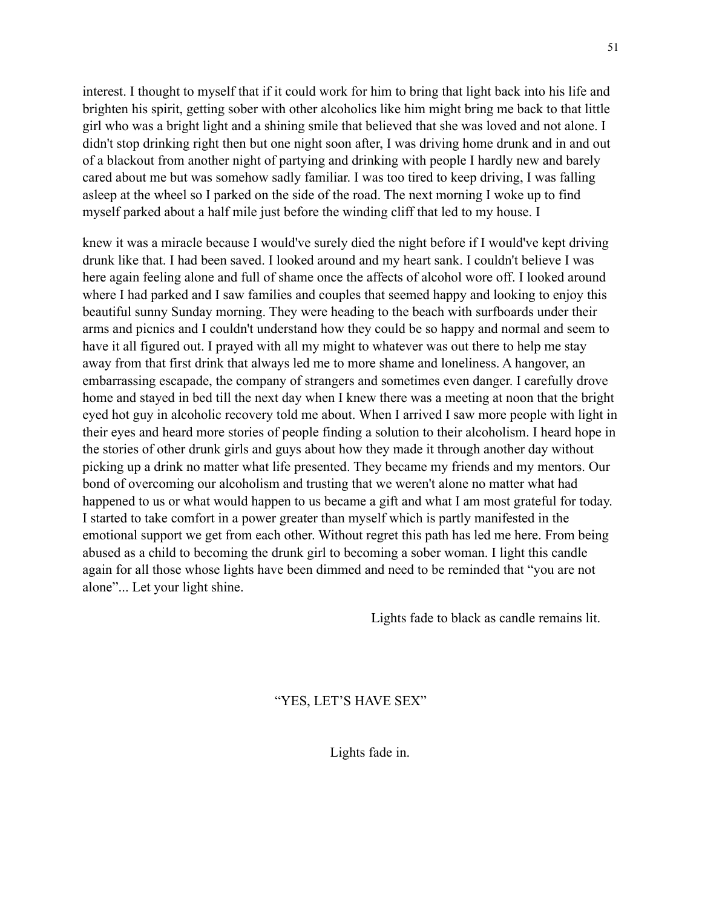interest. I thought to myself that if it could work for him to bring that light back into his life and brighten his spirit, getting sober with other alcoholics like him might bring me back to that little girl who was a bright light and a shining smile that believed that she was loved and not alone. I didn't stop drinking right then but one night soon after, I was driving home drunk and in and out of a blackout from another night of partying and drinking with people I hardly new and barely cared about me but was somehow sadly familiar. I was too tired to keep driving, I was falling asleep at the wheel so I parked on the side of the road. The next morning I woke up to find myself parked about a half mile just before the winding cliff that led to my house. I

knew it was a miracle because I would've surely died the night before if I would've kept driving drunk like that. I had been saved. I looked around and my heart sank. I couldn't believe I was here again feeling alone and full of shame once the affects of alcohol wore off. I looked around where I had parked and I saw families and couples that seemed happy and looking to enjoy this beautiful sunny Sunday morning. They were heading to the beach with surfboards under their arms and picnics and I couldn't understand how they could be so happy and normal and seem to have it all figured out. I prayed with all my might to whatever was out there to help me stay away from that first drink that always led me to more shame and loneliness. A hangover, an embarrassing escapade, the company of strangers and sometimes even danger. I carefully drove home and stayed in bed till the next day when I knew there was a meeting at noon that the bright eyed hot guy in alcoholic recovery told me about. When I arrived I saw more people with light in their eyes and heard more stories of people finding a solution to their alcoholism. I heard hope in the stories of other drunk girls and guys about how they made it through another day without picking up a drink no matter what life presented. They became my friends and my mentors. Our bond of overcoming our alcoholism and trusting that we weren't alone no matter what had happened to us or what would happen to us became a gift and what I am most grateful for today. I started to take comfort in a power greater than myself which is partly manifested in the emotional support we get from each other. Without regret this path has led me here. From being abused as a child to becoming the drunk girl to becoming a sober woman. I light this candle again for all those whose lights have been dimmed and need to be reminded that “you are not alone”... Let your light shine.

Lights fade to black as candle remains lit.

## “YES, LET’S HAVE SEX”

Lights fade in.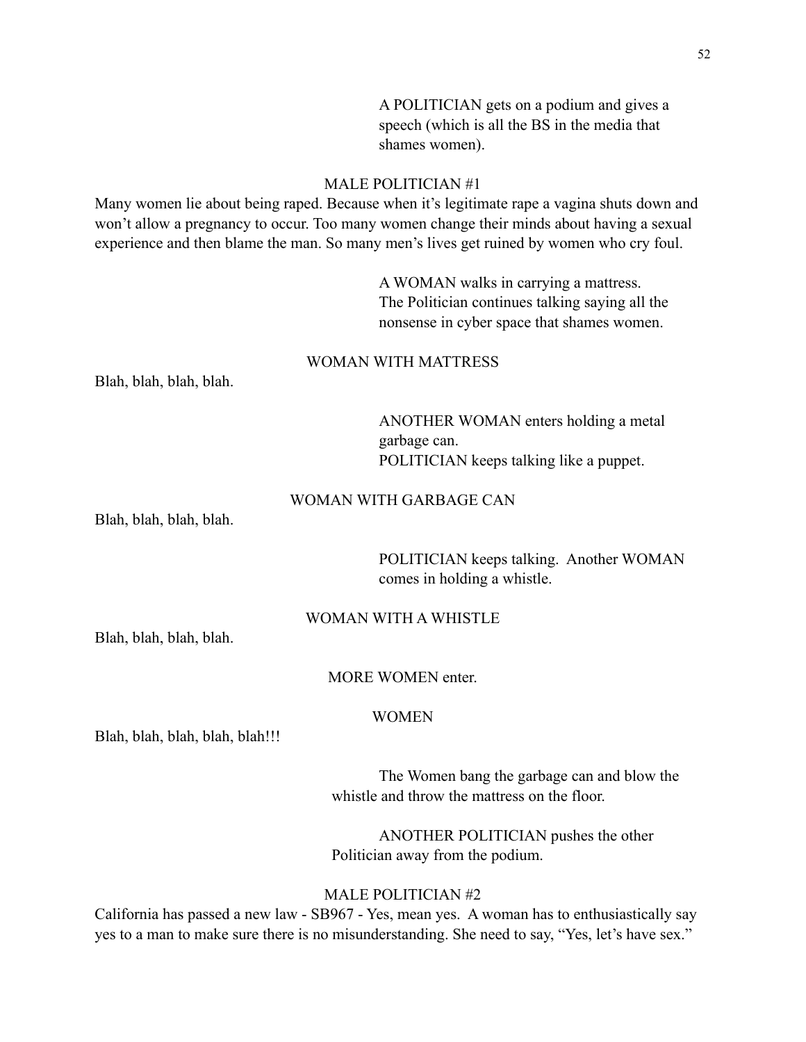A POLITICIAN gets on a podium and gives a speech (which is all the BS in the media that shames women).

MALE POLITICIAN #1

Many women lie about being raped. Because when it's legitimate rape a vagina shuts down and won't allow a pregnancy to occur. Too many women change their minds about having a sexual experience and then blame the man. So many men's lives get ruined by women who cry foul.

A WOMAN walks in carrying a mattress. The Politician continues talking saying all the nonsense in cyber space that shames women.

WOMAN WITH MATTRESS

Blah, blah, blah, blah.

ANOTHER WOMAN enters holding a metal garbage can.
POLITICIAN keeps talking like a puppet.

WOMAN WITH GARBAGE CAN

Blah, blah, blah, blah.

POLITICIAN keeps talking. Another WOMAN comes in holding a whistle.

WOMAN WITH A WHISTLE

Blah, blah, blah, blah.

MORE WOMEN enter.

WOMEN

Blah, blah, blah, blah, blah!!!

The Women bang the garbage can and blow the whistle and throw the mattress on the floor.

ANOTHER POLITICIAN pushes the other Politician away from the podium.

MALE POLITICIAN #2

California has passed a new law - SB967 - Yes, mean yes. A woman has to enthusiastically say yes to a man to make sure there is no misunderstanding. She need to say, "Yes, let's have sex."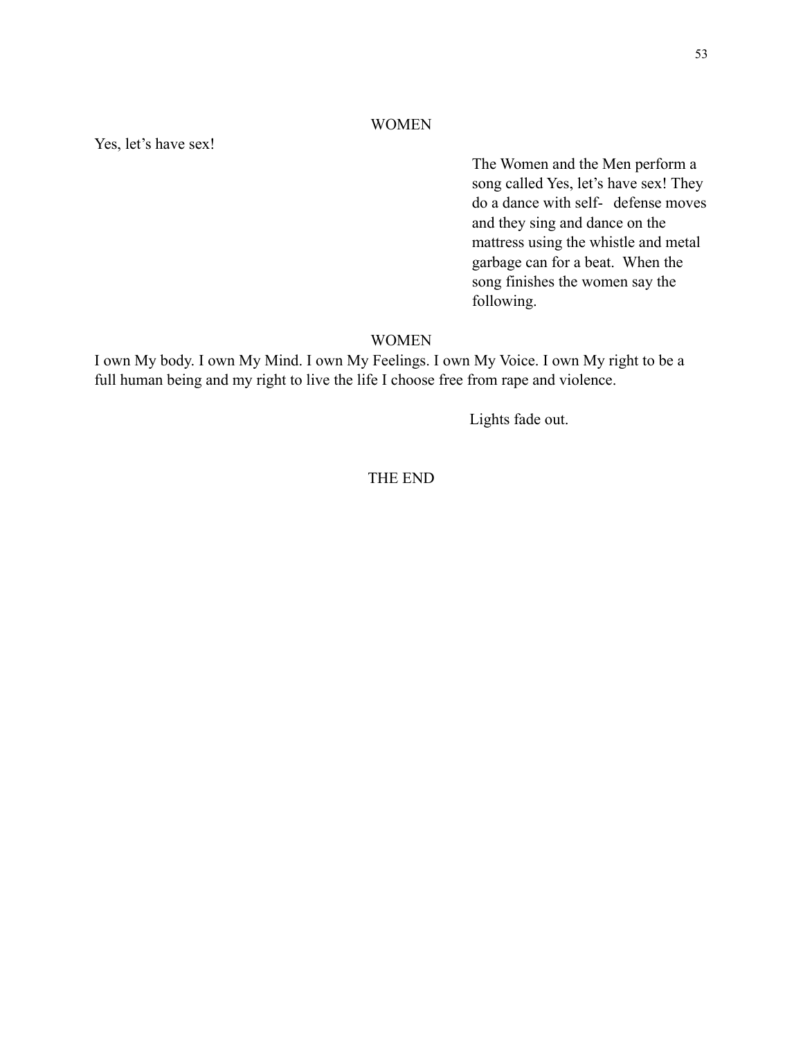WOMEN

Yes, let's have sex!

The Women and the Men perform a song called Yes, let's have sex! They do a dance with self- defense moves and they sing and dance on the mattress using the whistle and metal garbage can for a beat. When the song finishes the women say the following.

WOMEN

I own My body. I own My Mind. I own My Feelings. I own My Voice. I own My right to be a full human being and my right to live the life I choose free from rape and violence.

Lights fade out.

THE END